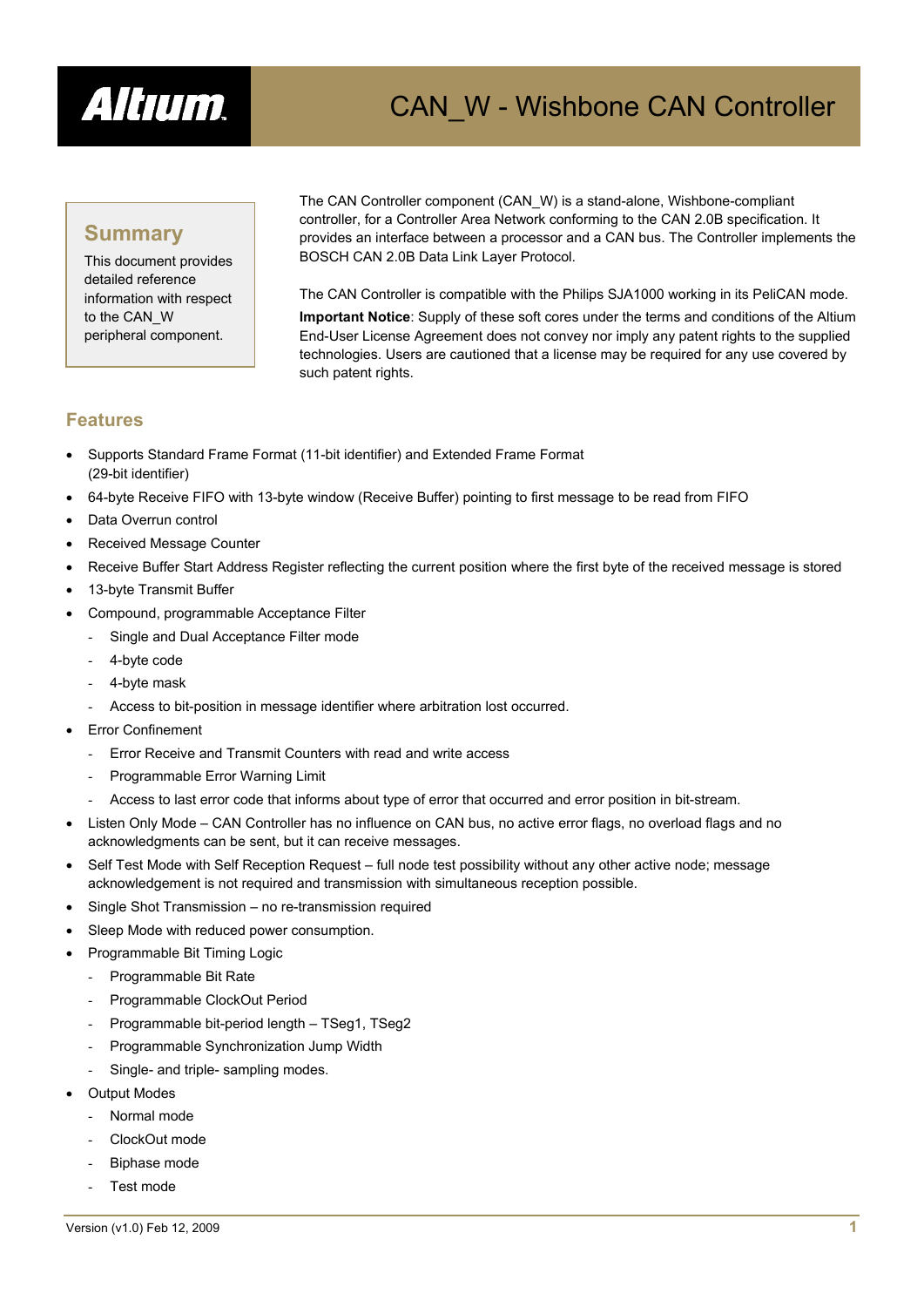# CAN_W - Wishbone CAN Controller

## Summary

This document provides detailed reference information with respect to the CAN_W peripheral component.

The CAN Controller component (CAN_W) is a stand-alone, Wishbone-compliant controller, for a Controller Area Network conforming to the CAN 2.0B specification. It provides an interface between a processor and a CAN bus. The Controller implements the BOSCH CAN 2.0B Data Link Layer Protocol.

The CAN Controller is compatible with the Philips SJA1000 working in its PeliCAN mode.

**Important Notice**: Supply of these soft cores under the terms and conditions of the Altium End-User License Agreement does not convey nor imply any patent rights to the supplied technologies. Users are cautioned that a license may be required for any use covered by such patent rights.

## Features

- Supports Standard Frame Format (11-bit identifier) and Extended Frame Format (29-bit identifier)
- 64-byte Receive FIFO with 13-byte window (Receive Buffer) pointing to first message to be read from FIFO
- Data Overrun control
- Received Message Counter
- Receive Buffer Start Address Register reflecting the current position where the first byte of the received message is stored
- 13-byte Transmit Buffer
- Compound, programmable Acceptance Filter
  - Single and Dual Acceptance Filter mode
  - 4-byte code
  - 4-byte mask
  - Access to bit-position in message identifier where arbitration lost occurred.
- Error Confinement
  - Error Receive and Transmit Counters with read and write access
  - Programmable Error Warning Limit
  - Access to last error code that informs about type of error that occurred and error position in bit-stream.
- Listen Only Mode – CAN Controller has no influence on CAN bus, no active error flags, no overload flags and no acknowledgments can be sent, but it can receive messages.
- Self Test Mode with Self Reception Request – full node test possibility without any other active node; message acknowledgement is not required and transmission with simultaneous reception possible.
- Single Shot Transmission – no re-transmission required
- Sleep Mode with reduced power consumption.
- Programmable Bit Timing Logic
  - Programmable Bit Rate
  - Programmable ClockOut Period
  - Programmable bit-period length – TSeg1, TSeg2
  - Programmable Synchronization Jump Width
  - Single- and triple- sampling modes.
- Output Modes
  - Normal mode
  - ClockOut mode
  - Biphase mode
  - Test mode

Version (v1.0) Feb 12, 2009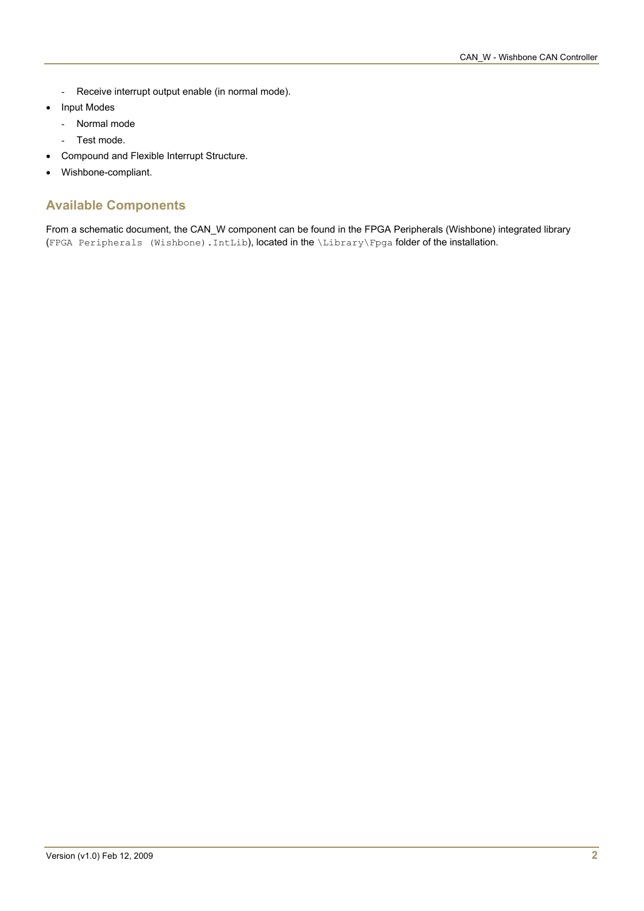- Receive interrupt output enable (in normal mode).
- Input Modes
  - Normal mode
  - Test mode.
- Compound and Flexible Interrupt Structure.
- Wishbone-compliant.

## Available Components

From a schematic document, the CAN_W component can be found in the FPGA Peripherals (Wishbone) integrated library (`FPGA Peripherals (Wishbone).IntLib`), located in the `\Library\Fpga` folder of the installation.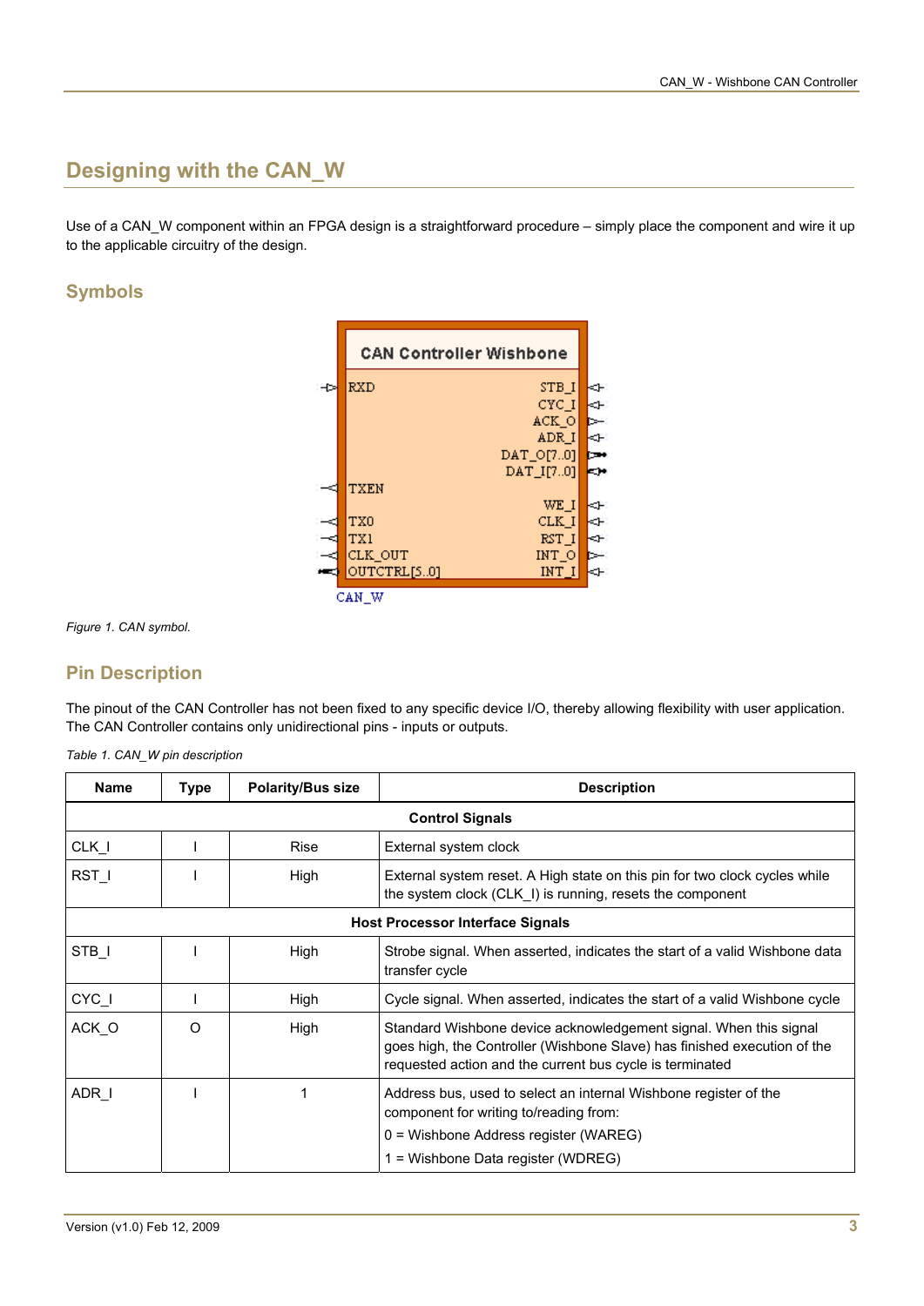## Designing with the CAN_W

Use of a CAN_W component within an FPGA design is a straightforward procedure – simply place the component and wire it up to the applicable circuitry of the design.

### Symbols

CAN Controller Wishbone

RXD
TXEN
TX0
TX1
CLK_OUT
OUTCTRL[5..0]

STB_I
CYC_I
ACK_O
ADR_I
DAT_O[7..0]
DAT_I[7..0]
WE_I
CLK_I
RST_I
INT_O
INT_I

CAN_W

*Figure 1. CAN symbol.*

### Pin Description

The pinout of the CAN Controller has not been fixed to any specific device I/O, thereby allowing flexibility with user application. The CAN Controller contains only unidirectional pins - inputs or outputs.

*Table 1. CAN_W pin description*

| Name | Type | Polarity/Bus size | Description |
|---|---|---|---|
| **Control Signals** | | | |
| CLK_I | I | Rise | External system clock |
| RST_I | I | High | External system reset. A High state on this pin for two clock cycles while the system clock (CLK_I) is running, resets the component |
| **Host Processor Interface Signals** | | | |
| STB_I | I | High | Strobe signal. When asserted, indicates the start of a valid Wishbone data transfer cycle |
| CYC_I | I | High | Cycle signal. When asserted, indicates the start of a valid Wishbone cycle |
| ACK_O | O | High | Standard Wishbone device acknowledgement signal. When this signal goes high, the Controller (Wishbone Slave) has finished execution of the requested action and the current bus cycle is terminated |
| ADR_I | I | 1 | Address bus, used to select an internal Wishbone register of the component for writing to/reading from:<br>0 = Wishbone Address register (WAREG)<br>1 = Wishbone Data register (WDREG) |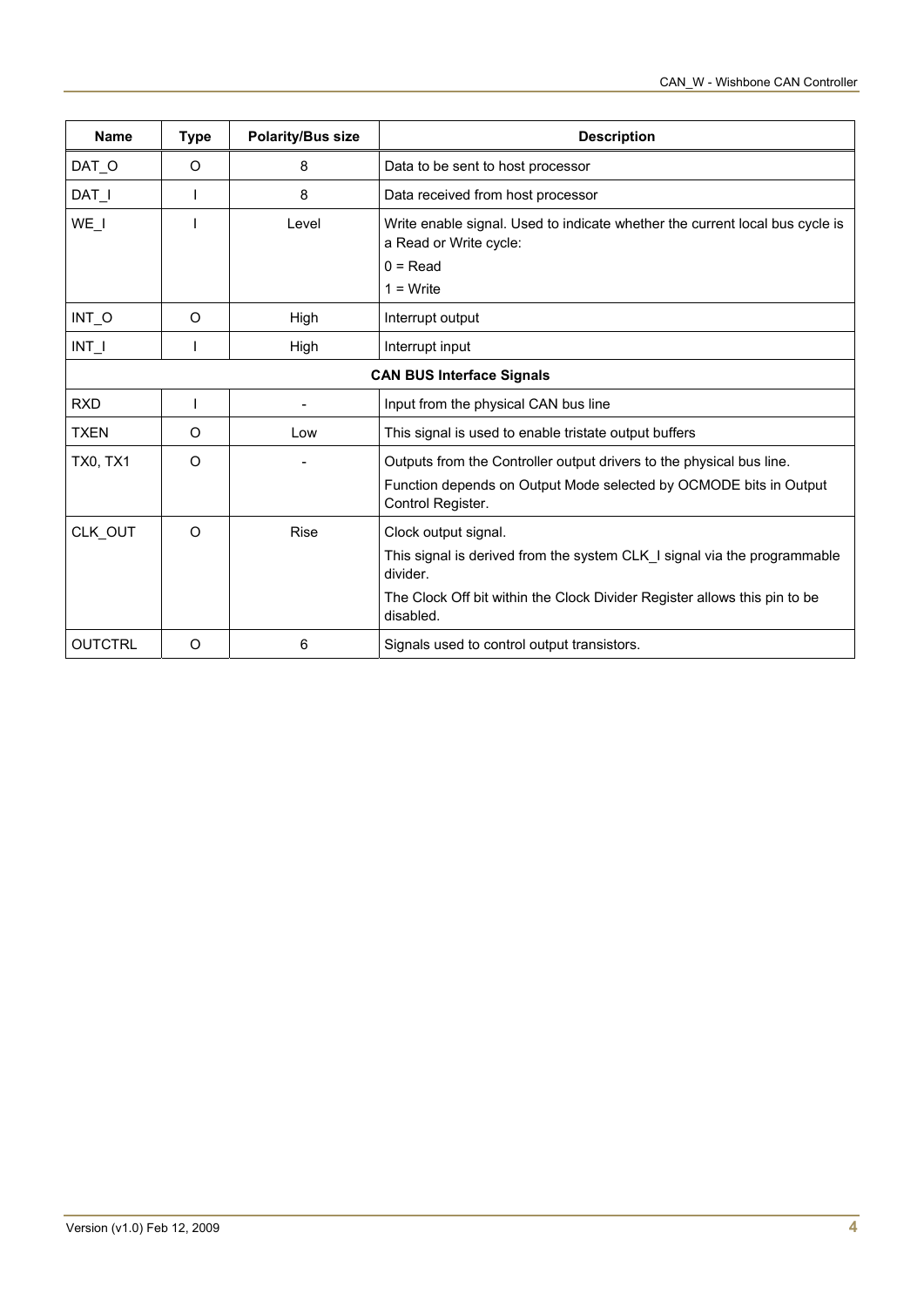| Name | Type | Polarity/Bus size | Description |
|---|---|---|---|
| DAT_O | O | 8 | Data to be sent to host processor |
| DAT_I | I | 8 | Data received from host processor |
| WE_I | I | Level | Write enable signal. Used to indicate whether the current local bus cycle is a Read or Write cycle:<br>0 = Read<br>1 = Write |
| INT_O | O | High | Interrupt output |
| INT_I | I | High | Interrupt input |
| **CAN BUS Interface Signals** | | | |
| RXD | I | - | Input from the physical CAN bus line |
| TXEN | O | Low | This signal is used to enable tristate output buffers |
| TX0, TX1 | O | - | Outputs from the Controller output drivers to the physical bus line.<br>Function depends on Output Mode selected by OCMODE bits in Output Control Register. |
| CLK_OUT | O | Rise | Clock output signal.<br>This signal is derived from the system CLK_I signal via the programmable divider.<br>The Clock Off bit within the Clock Divider Register allows this pin to be disabled. |
| OUTCTRL | O | 6 | Signals used to control output transistors. |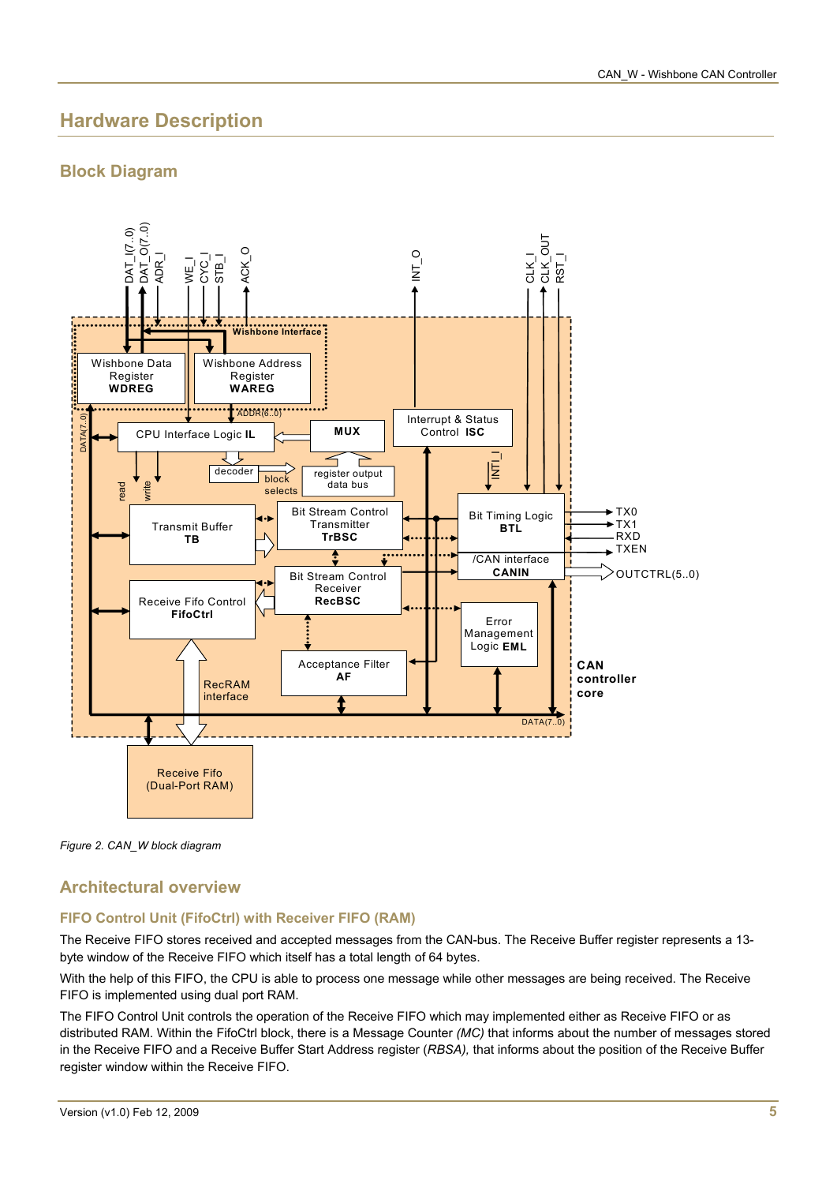# Hardware Description

## Block Diagram

DAT_I(7..0)
DAT_O(7..0)
ADR_I
WE_I
CYC_I
STB_I
ACK_O
INT_O
CLK_I
CLK_OUT
RST_I

Wishbone Interface
Wishbone Data Register WDREG
Wishbone Address Register WAREG
ADDR(6..0)
DATA(7..0)
CPU Interface Logic IL
MUX
Interrupt & Status Control ISC
decoder
block selects
register output data bus
INT_I
read
write
Transmit Buffer TB
Bit Stream Control Transmitter TrBSC
Bit Timing Logic BTL
TX0
TX1
RXD
TXEN
/CAN interface CANIN
OUTCTRL(5..0)
Receive Fifo Control FifoCtrl
Bit Stream Control Receiver RecBSC
Error Management Logic EML
Acceptance Filter AF
RecRAM interface
CAN controller core
DATA(7..0)
Receive Fifo (Dual-Port RAM)

*Figure 2. CAN_W block diagram*

## Architectural overview

### FIFO Control Unit (FifoCtrl) with Receiver FIFO (RAM)

The Receive FIFO stores received and accepted messages from the CAN-bus. The Receive Buffer register represents a 13-byte window of the Receive FIFO which itself has a total length of 64 bytes.

With the help of this FIFO, the CPU is able to process one message while other messages are being received. The Receive FIFO is implemented using dual port RAM.

The FIFO Control Unit controls the operation of the Receive FIFO which may implemented either as Receive FIFO or as distributed RAM. Within the FifoCtrl block, there is a Message Counter *(MC)* that informs about the number of messages stored in the Receive FIFO and a Receive Buffer Start Address register (*RBSA),* that informs about the position of the Receive Buffer register window within the Receive FIFO.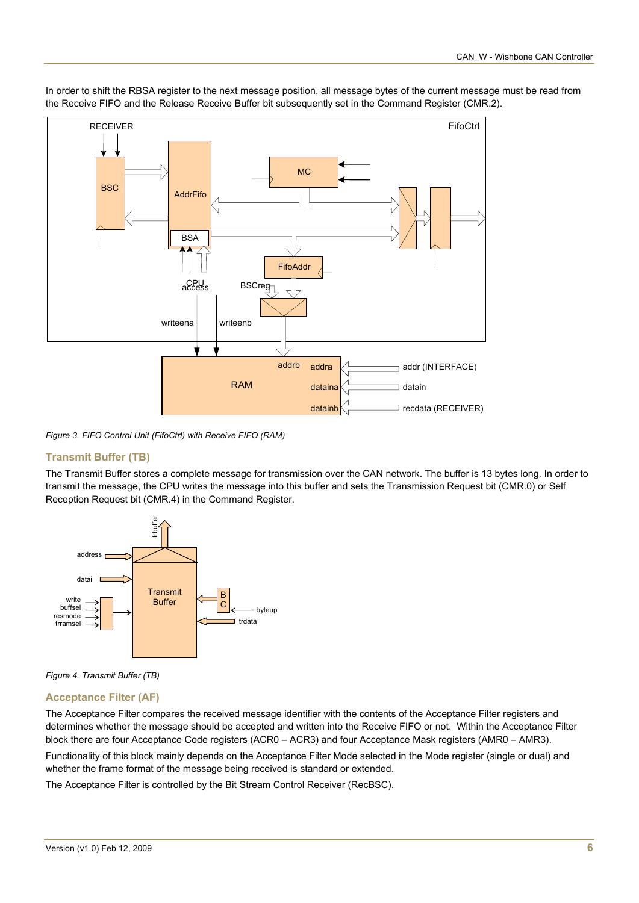In order to shift the RBSA register to the next message position, all message bytes of the current message must be read from the Receive FIFO and the Release Receive Buffer bit subsequently set in the Command Register (CMR.2).

RECEIVER
FifoCtrl
BSC
AddrFifo
MC
BSA
FifoAddr
CPU access
BSCreg
writeena
writeenb
RAM
addrb
addra
dataina
datainb
addr (INTERFACE)
datain
recdata (RECEIVER)

*Figure 3. FIFO Control Unit (FifoCtrl) with Receive FIFO (RAM)*

## Transmit Buffer (TB)

The Transmit Buffer stores a complete message for transmission over the CAN network. The buffer is 13 bytes long. In order to transmit the message, the CPU writes the message into this buffer and sets the Transmission Request bit (CMR.0) or Self Reception Request bit (CMR.4) in the Command Register.

trbuffer
address
datai
write
buffsel
resmode
trramsel
Transmit Buffer
BC
byteup
trdata

*Figure 4. Transmit Buffer (TB)*

## Acceptance Filter (AF)

The Acceptance Filter compares the received message identifier with the contents of the Acceptance Filter registers and determines whether the message should be accepted and written into the Receive FIFO or not. Within the Acceptance Filter block there are four Acceptance Code registers (ACR0 – ACR3) and four Acceptance Mask registers (AMR0 – AMR3).

Functionality of this block mainly depends on the Acceptance Filter Mode selected in the Mode register (single or dual) and whether the frame format of the message being received is standard or extended.

The Acceptance Filter is controlled by the Bit Stream Control Receiver (RecBSC).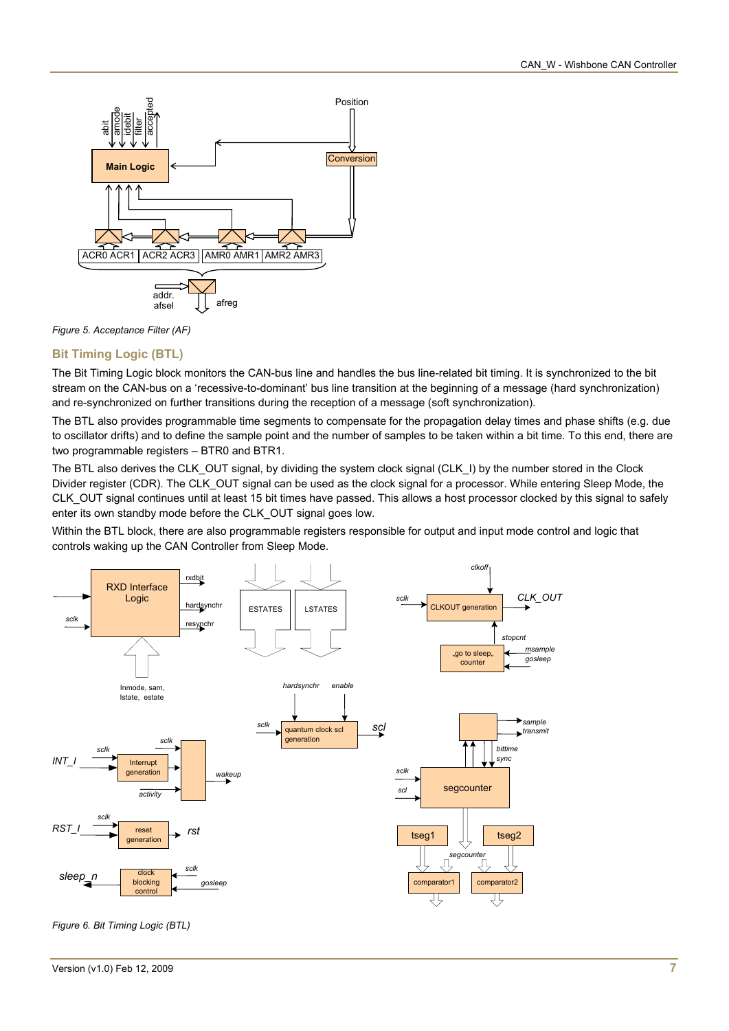Figure 5. Acceptance Filter (AF)

## Bit Timing Logic (BTL)

The Bit Timing Logic block monitors the CAN-bus line and handles the bus line-related bit timing. It is synchronized to the bit stream on the CAN-bus on a ‘recessive-to-dominant’ bus line transition at the beginning of a message (hard synchronization) and re-synchronized on further transitions during the reception of a message (soft synchronization).

The BTL also provides programmable time segments to compensate for the propagation delay times and phase shifts (e.g. due to oscillator drifts) and to define the sample point and the number of samples to be taken within a bit time. To this end, there are two programmable registers – BTR0 and BTR1.

The BTL also derives the CLK_OUT signal, by dividing the system clock signal (CLK_I) by the number stored in the Clock Divider register (CDR). The CLK_OUT signal can be used as the clock signal for a processor. While entering Sleep Mode, the CLK_OUT signal continues until at least 15 bit times have passed. This allows a host processor clocked by this signal to safely enter its own standby mode before the CLK_OUT signal goes low.

Within the BTL block, there are also programmable registers responsible for output and input mode control and logic that controls waking up the CAN Controller from Sleep Mode.

Figure 6. Bit Timing Logic (BTL)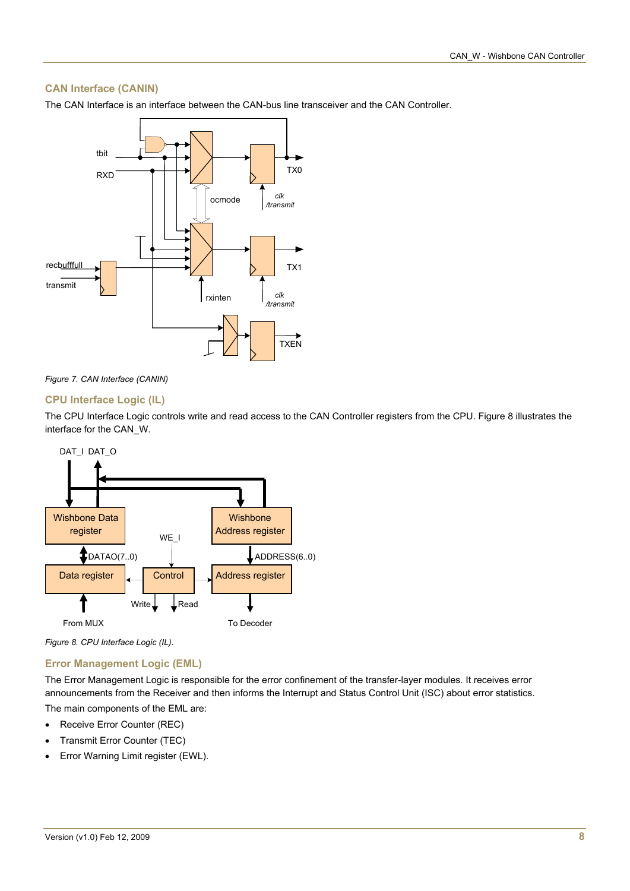## CAN Interface (CANIN)

The CAN Interface is an interface between the CAN-bus line transceiver and the CAN Controller.

tbit
RXD
TX0
clk
/transmit
ocmode
recbufffull
transmit
TX1
rxinten
clk
/transmit
TXEN

*Figure 7. CAN Interface (CANIN)*

## CPU Interface Logic (IL)

The CPU Interface Logic controls write and read access to the CAN Controller registers from the CPU. Figure 8 illustrates the interface for the CAN_W.

DAT_I DAT_O
Wishbone Data register
Wishbone Address register
WE_I
DATAO(7..0)
ADDRESS(6..0)
Data register
Control
Address register
Write
Read
From MUX
To Decoder

*Figure 8. CPU Interface Logic (IL).*

## Error Management Logic (EML)

The Error Management Logic is responsible for the error confinement of the transfer-layer modules. It receives error announcements from the Receiver and then informs the Interrupt and Status Control Unit (ISC) about error statistics.

The main components of the EML are:

- Receive Error Counter (REC)
- Transmit Error Counter (TEC)
- Error Warning Limit register (EWL).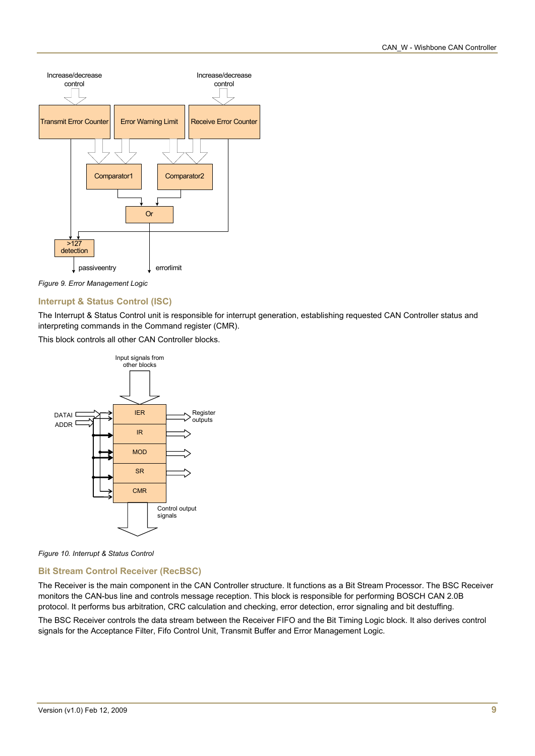Increase/decrease control

Transmit Error Counter

Error Warning Limit

Increase/decrease control

Receive Error Counter

Comparator1

Comparator2

Or

>127 detection

passiveentry

errorlimit

*Figure 9. Error Management Logic*

## Interrupt & Status Control (ISC)

The Interrupt & Status Control unit is responsible for interrupt generation, establishing requested CAN Controller status and interpreting commands in the Command register (CMR).

This block controls all other CAN Controller blocks.

Input signals from other blocks

DATAI

ADDR

IER

IR

MOD

SR

CMR

Register outputs

Control output signals

*Figure 10. Interrupt & Status Control*

## Bit Stream Control Receiver (RecBSC)

The Receiver is the main component in the CAN Controller structure. It functions as a Bit Stream Processor. The BSC Receiver monitors the CAN-bus line and controls message reception. This block is responsible for performing BOSCH CAN 2.0B protocol. It performs bus arbitration, CRC calculation and checking, error detection, error signaling and bit destuffing.

The BSC Receiver controls the data stream between the Receiver FIFO and the Bit Timing Logic block. It also derives control signals for the Acceptance Filter, Fifo Control Unit, Transmit Buffer and Error Management Logic.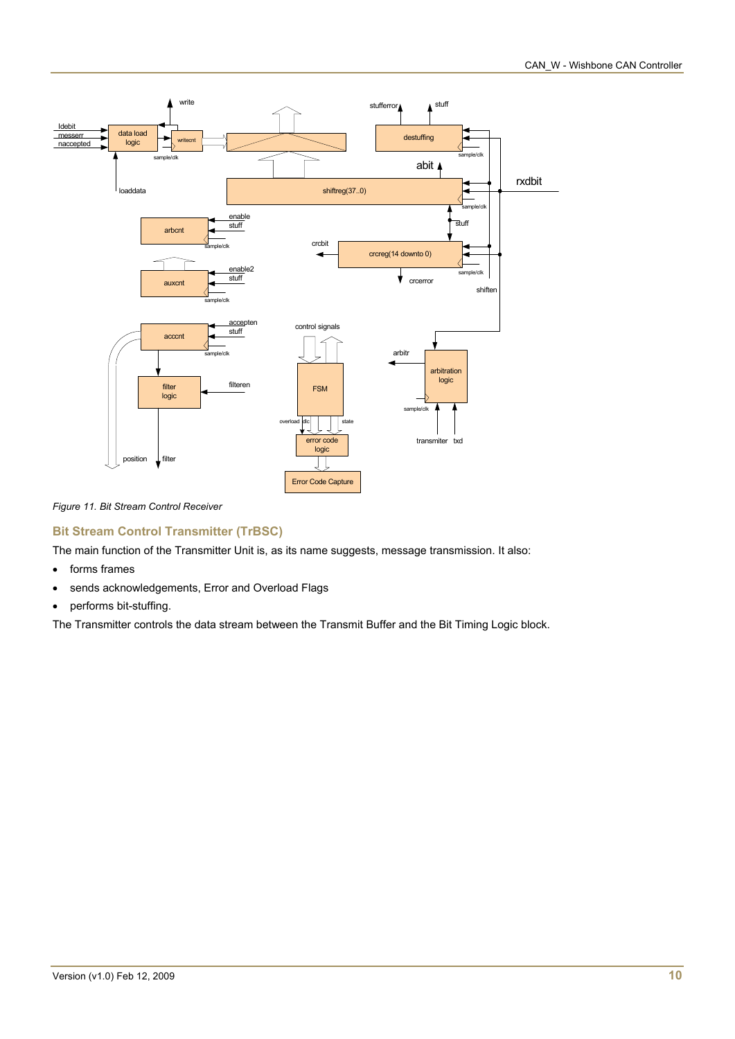ldebit
messerr
naccepted
data load logic
write
writecnt
sample/clk
loaddata
stufferror
stuff
destuffing
sample/clk
abit
shiftreg(37..0)
rxdbit
sample/clk
stuff
arbcnt
enable
stuff
sample/clk
crcbit
crcreg(14 downto 0)
sample/clk
crcerror
auxcnt
enable2
stuff
sample/clk
shiften
acccnt
accepten
stuff
sample/clk
control signals
arbitr
arbitration logic
sample/clk
transmiter
txd
filter logic
filteren
FSM
overload
dlc
state
error code logic
position
filter
Error Code Capture

*Figure 11. Bit Stream Control Receiver*

## Bit Stream Control Transmitter (TrBSC)

The main function of the Transmitter Unit is, as its name suggests, message transmission. It also:

- forms frames
- sends acknowledgements, Error and Overload Flags
- performs bit-stuffing.

The Transmitter controls the data stream between the Transmit Buffer and the Bit Timing Logic block.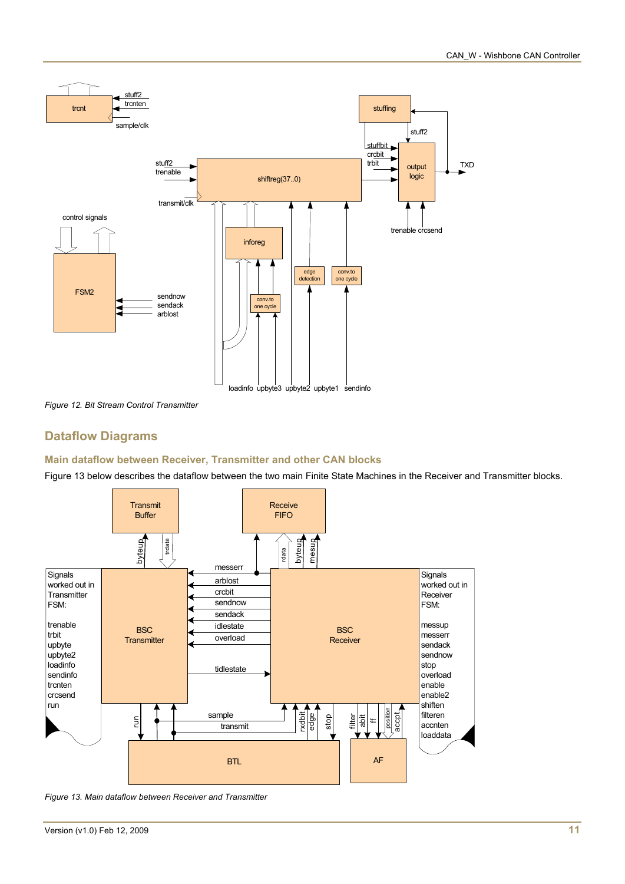Figure 12. Bit Stream Control Transmitter

## Dataflow Diagrams

### Main dataflow between Receiver, Transmitter and other CAN blocks

Figure 13 below describes the dataflow between the two main Finite State Machines in the Receiver and Transmitter blocks.

Figure 13. Main dataflow between Receiver and Transmitter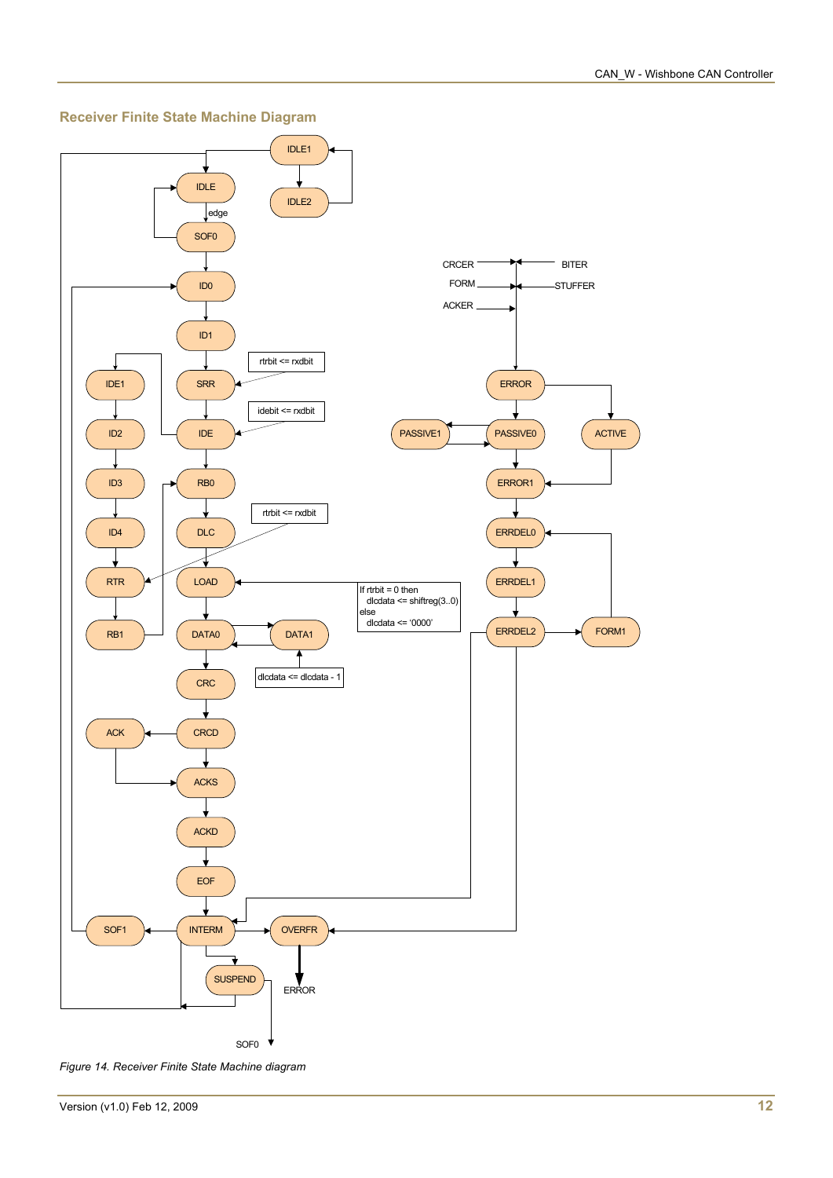## Receiver Finite State Machine Diagram

IDLE1
IDLE2
IDLE
edge
SOF0
ID0
ID1
SRR
rtrbit <= rxdbit
IDE1
IDE
idebit <= rxdbit
ID2
ID3
RB0
ID4
DLC
rtrbit <= rxdbit
RTR
LOAD
If rtrbit = 0 then
dlcdata <= shiftreg(3..0)
else
dlcdata <= '0000'
RB1
DATA0
DATA1
dlcdata <= dlcdata - 1
CRC
ACK
CRCD
ACKS
ACKD
EOF
SOF1
INTERM
OVERFR
SUSPEND
ERROR
SOF0

CRCER
BITER
FORM
STUFFER
ACKER
ERROR
PASSIVE1
PASSIVE0
ACTIVE
ERROR1
ERRDEL0
ERRDEL1
ERRDEL2
FORM1

*Figure 14. Receiver Finite State Machine diagram*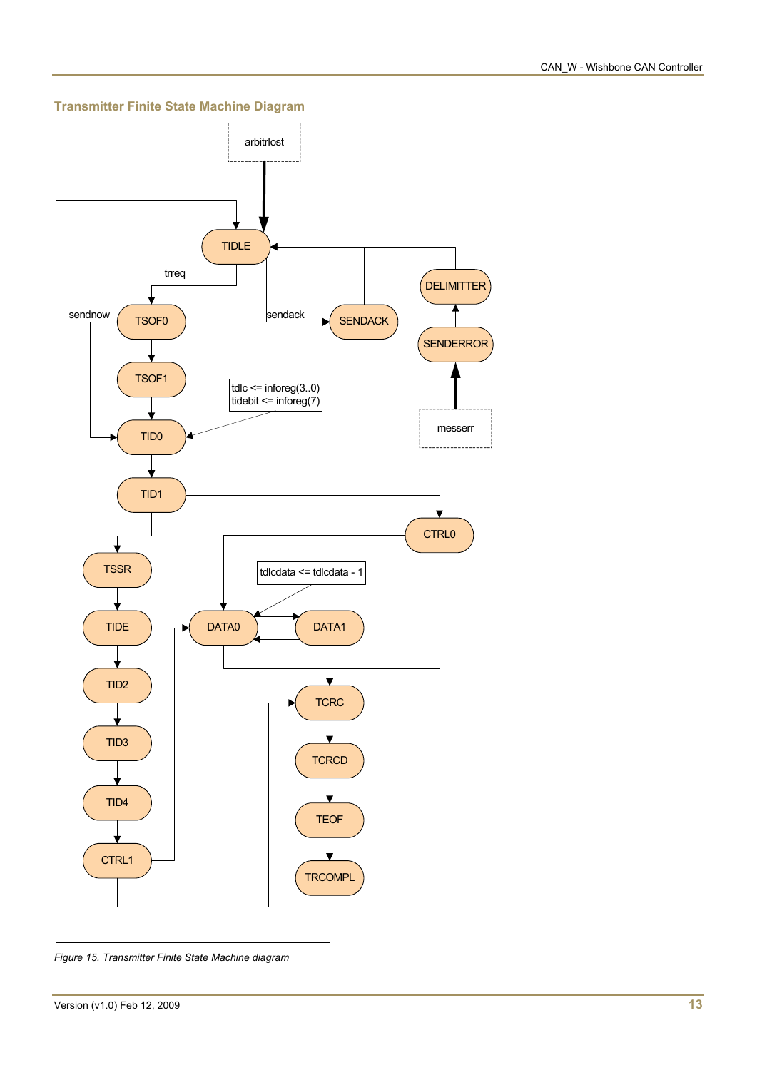## Transmitter Finite State Machine Diagram

arbitrlost

TIDLE

trreq

sendnow

TSOF0

sendack

SENDACK

DELIMITTER

SENDERROR

TSOF1

tdlc <= inforeg(3..0)
tidebit <= inforeg(7)

messerr

TID0

TID1

CTRL0

TSSR

tdlcdata <= tdlcdata - 1

TIDE

DATA0

DATA1

TID2

TCRC

TID3

TCRCD

TID4

TEOF

CTRL1

TRCOMPL

*Figure 15. Transmitter Finite State Machine diagram*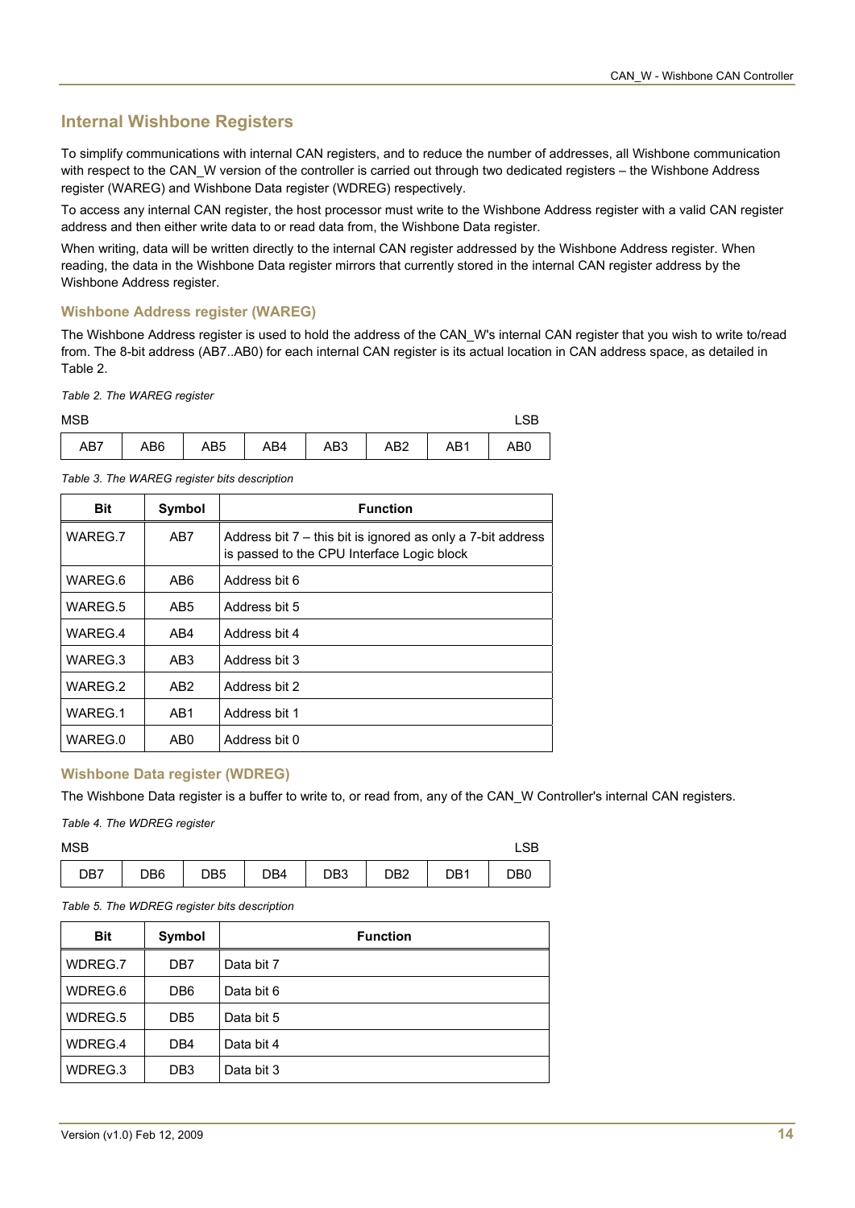## Internal Wishbone Registers

To simplify communications with internal CAN registers, and to reduce the number of addresses, all Wishbone communication with respect to the CAN_W version of the controller is carried out through two dedicated registers – the Wishbone Address register (WAREG) and Wishbone Data register (WDREG) respectively.

To access any internal CAN register, the host processor must write to the Wishbone Address register with a valid CAN register address and then either write data to or read data from, the Wishbone Data register.

When writing, data will be written directly to the internal CAN register addressed by the Wishbone Address register. When reading, the data in the Wishbone Data register mirrors that currently stored in the internal CAN register address by the Wishbone Address register.

### Wishbone Address register (WAREG)

The Wishbone Address register is used to hold the address of the CAN_W's internal CAN register that you wish to write to/read from. The 8-bit address (AB7..AB0) for each internal CAN register is its actual location in CAN address space, as detailed in Table 2.

*Table 2. The WAREG register*

| MSB | | | | | | | LSB |
|---|---|---|---|---|---|---|---|
| AB7 | AB6 | AB5 | AB4 | AB3 | AB2 | AB1 | AB0 |

*Table 3. The WAREG register bits description*

| Bit | Symbol | Function |
|---|---|---|
| WAREG.7 | AB7 | Address bit 7 – this bit is ignored as only a 7-bit address is passed to the CPU Interface Logic block |
| WAREG.6 | AB6 | Address bit 6 |
| WAREG.5 | AB5 | Address bit 5 |
| WAREG.4 | AB4 | Address bit 4 |
| WAREG.3 | AB3 | Address bit 3 |
| WAREG.2 | AB2 | Address bit 2 |
| WAREG.1 | AB1 | Address bit 1 |
| WAREG.0 | AB0 | Address bit 0 |

### Wishbone Data register (WDREG)

The Wishbone Data register is a buffer to write to, or read from, any of the CAN_W Controller's internal CAN registers.

*Table 4. The WDREG register*

| MSB | | | | | | | LSB |
|---|---|---|---|---|---|---|---|
| DB7 | DB6 | DB5 | DB4 | DB3 | DB2 | DB1 | DB0 |

*Table 5. The WDREG register bits description*

| Bit | Symbol | Function |
|---|---|---|
| WDREG.7 | DB7 | Data bit 7 |
| WDREG.6 | DB6 | Data bit 6 |
| WDREG.5 | DB5 | Data bit 5 |
| WDREG.4 | DB4 | Data bit 4 |
| WDREG.3 | DB3 | Data bit 3 |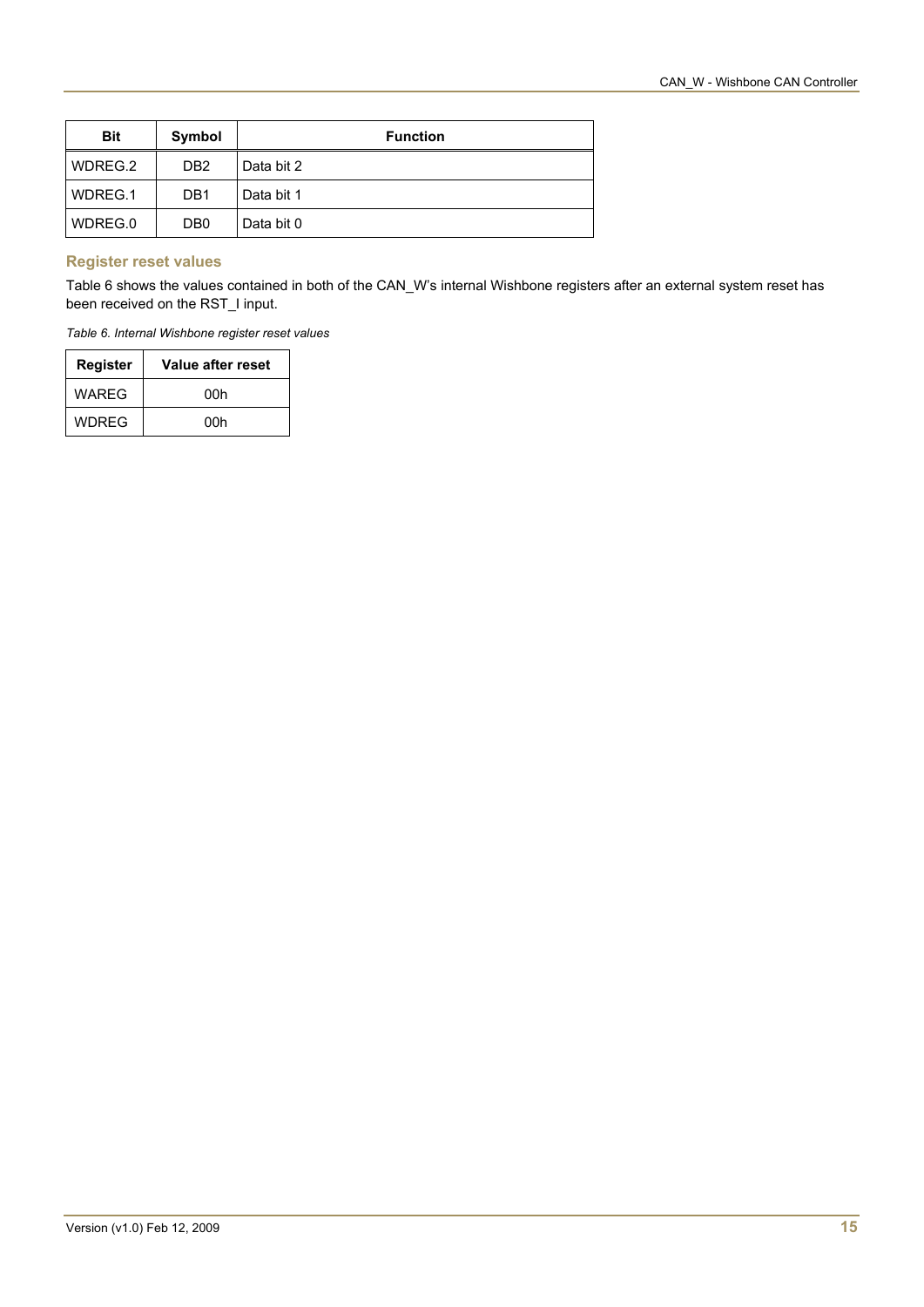| Bit | Symbol | Function |
| --- | --- | --- |
| WDREG.2 | DB2 | Data bit 2 |
| WDREG.1 | DB1 | Data bit 1 |
| WDREG.0 | DB0 | Data bit 0 |

### Register reset values

Table 6 shows the values contained in both of the CAN_W's internal Wishbone registers after an external system reset has been received on the RST_I input.

*Table 6. Internal Wishbone register reset values*

| Register | Value after reset |
| --- | --- |
| WAREG | 00h |
| WDREG | 00h |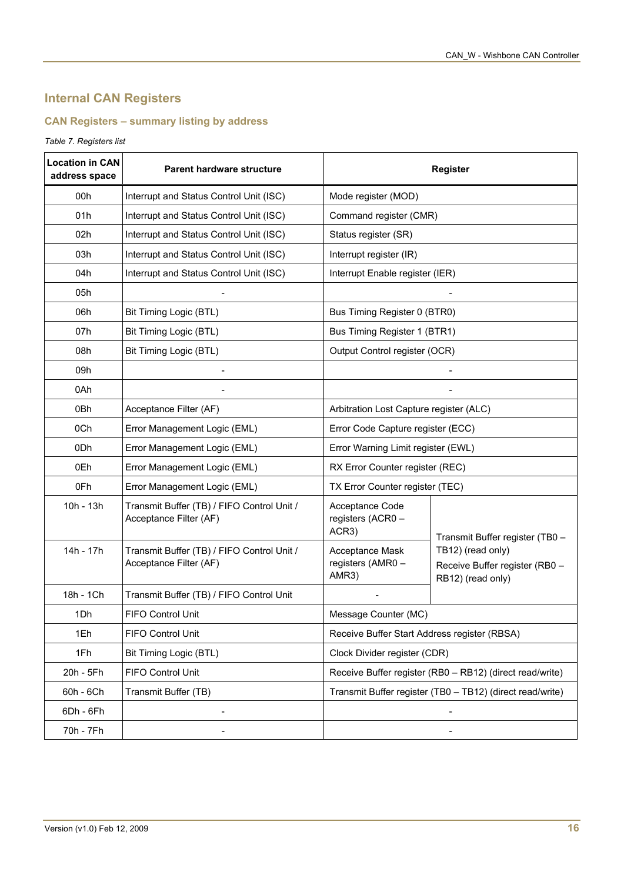## Internal CAN Registers

### CAN Registers – summary listing by address

*Table 7. Registers list*

| Location in CAN address space | Parent hardware structure | Register | |
|---|---|---|---|
| 00h | Interrupt and Status Control Unit (ISC) | Mode register (MOD) | |
| 01h | Interrupt and Status Control Unit (ISC) | Command register (CMR) | |
| 02h | Interrupt and Status Control Unit (ISC) | Status register (SR) | |
| 03h | Interrupt and Status Control Unit (ISC) | Interrupt register (IR) | |
| 04h | Interrupt and Status Control Unit (ISC) | Interrupt Enable register (IER) | |
| 05h | - | - | |
| 06h | Bit Timing Logic (BTL) | Bus Timing Register 0 (BTR0) | |
| 07h | Bit Timing Logic (BTL) | Bus Timing Register 1 (BTR1) | |
| 08h | Bit Timing Logic (BTL) | Output Control register (OCR) | |
| 09h | - | - | |
| 0Ah | - | - | |
| 0Bh | Acceptance Filter (AF) | Arbitration Lost Capture register (ALC) | |
| 0Ch | Error Management Logic (EML) | Error Code Capture register (ECC) | |
| 0Dh | Error Management Logic (EML) | Error Warning Limit register (EWL) | |
| 0Eh | Error Management Logic (EML) | RX Error Counter register (REC) | |
| 0Fh | Error Management Logic (EML) | TX Error Counter register (TEC) | |
| 10h - 13h | Transmit Buffer (TB) / FIFO Control Unit / Acceptance Filter (AF) | Acceptance Code registers (ACR0 – ACR3) | Transmit Buffer register (TB0 – TB12) (read only)<br>Receive Buffer register (RB0 – RB12) (read only) |
| 14h - 17h | Transmit Buffer (TB) / FIFO Control Unit / Acceptance Filter (AF) | Acceptance Mask registers (AMR0 – AMR3) | |
| 18h - 1Ch | Transmit Buffer (TB) / FIFO Control Unit | - | |
| 1Dh | FIFO Control Unit | Message Counter (MC) | |
| 1Eh | FIFO Control Unit | Receive Buffer Start Address register (RBSA) | |
| 1Fh | Bit Timing Logic (BTL) | Clock Divider register (CDR) | |
| 20h - 5Fh | FIFO Control Unit | Receive Buffer register (RB0 – RB12) (direct read/write) | |
| 60h - 6Ch | Transmit Buffer (TB) | Transmit Buffer register (TB0 – TB12) (direct read/write) | |
| 6Dh - 6Fh | - | - | |
| 70h - 7Fh | - | - | |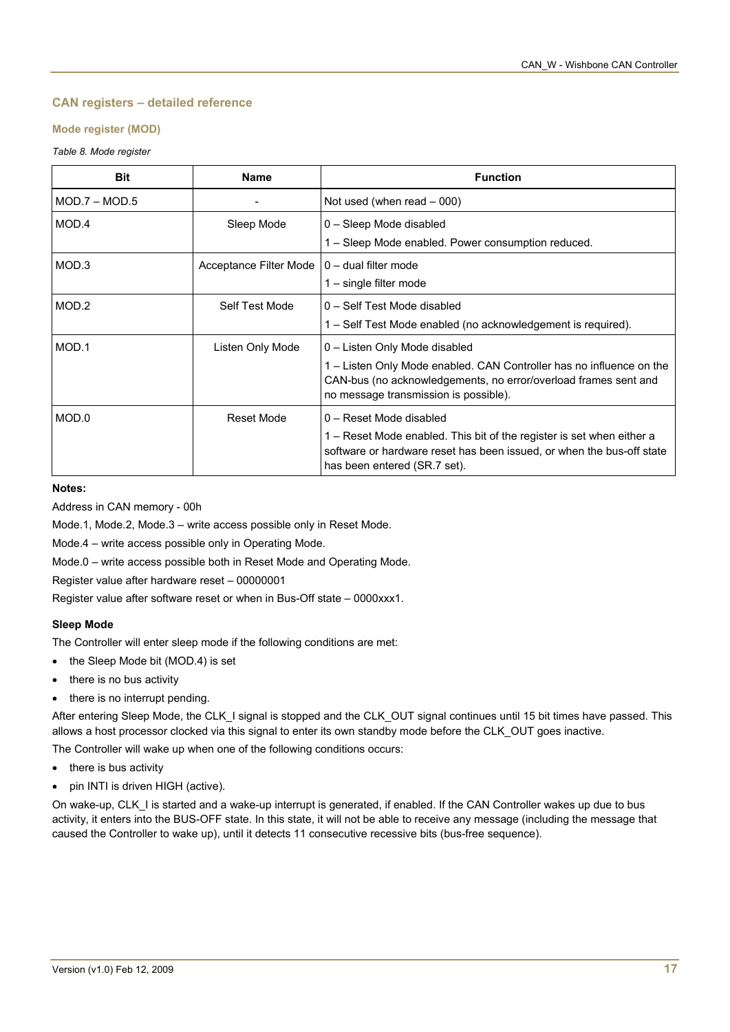## CAN registers – detailed reference

### Mode register (MOD)

*Table 8. Mode register*

| Bit | Name | Function |
|---|---|---|
| MOD.7 – MOD.5 | - | Not used (when read – 000) |
| MOD.4 | Sleep Mode | 0 – Sleep Mode disabled<br>1 – Sleep Mode enabled. Power consumption reduced. |
| MOD.3 | Acceptance Filter Mode | 0 – dual filter mode<br>1 – single filter mode |
| MOD.2 | Self Test Mode | 0 – Self Test Mode disabled<br>1 – Self Test Mode enabled (no acknowledgement is required). |
| MOD.1 | Listen Only Mode | 0 – Listen Only Mode disabled<br>1 – Listen Only Mode enabled. CAN Controller has no influence on the CAN-bus (no acknowledgements, no error/overload frames sent and no message transmission is possible). |
| MOD.0 | Reset Mode | 0 – Reset Mode disabled<br>1 – Reset Mode enabled. This bit of the register is set when either a software or hardware reset has been issued, or when the bus-off state has been entered (SR.7 set). |

**Notes:**

Address in CAN memory - 00h

Mode.1, Mode.2, Mode.3 – write access possible only in Reset Mode.

Mode.4 – write access possible only in Operating Mode.

Mode.0 – write access possible both in Reset Mode and Operating Mode.

Register value after hardware reset – 00000001

Register value after software reset or when in Bus-Off state – 0000xxx1.

**Sleep Mode**

The Controller will enter sleep mode if the following conditions are met:

- the Sleep Mode bit (MOD.4) is set
- there is no bus activity
- there is no interrupt pending.

After entering Sleep Mode, the CLK_I signal is stopped and the CLK_OUT signal continues until 15 bit times have passed. This allows a host processor clocked via this signal to enter its own standby mode before the CLK_OUT goes inactive.

The Controller will wake up when one of the following conditions occurs:

- there is bus activity
- pin INTI is driven HIGH (active).

On wake-up, CLK_I is started and a wake-up interrupt is generated, if enabled. If the CAN Controller wakes up due to bus activity, it enters into the BUS-OFF state. In this state, it will not be able to receive any message (including the message that caused the Controller to wake up), until it detects 11 consecutive recessive bits (bus-free sequence).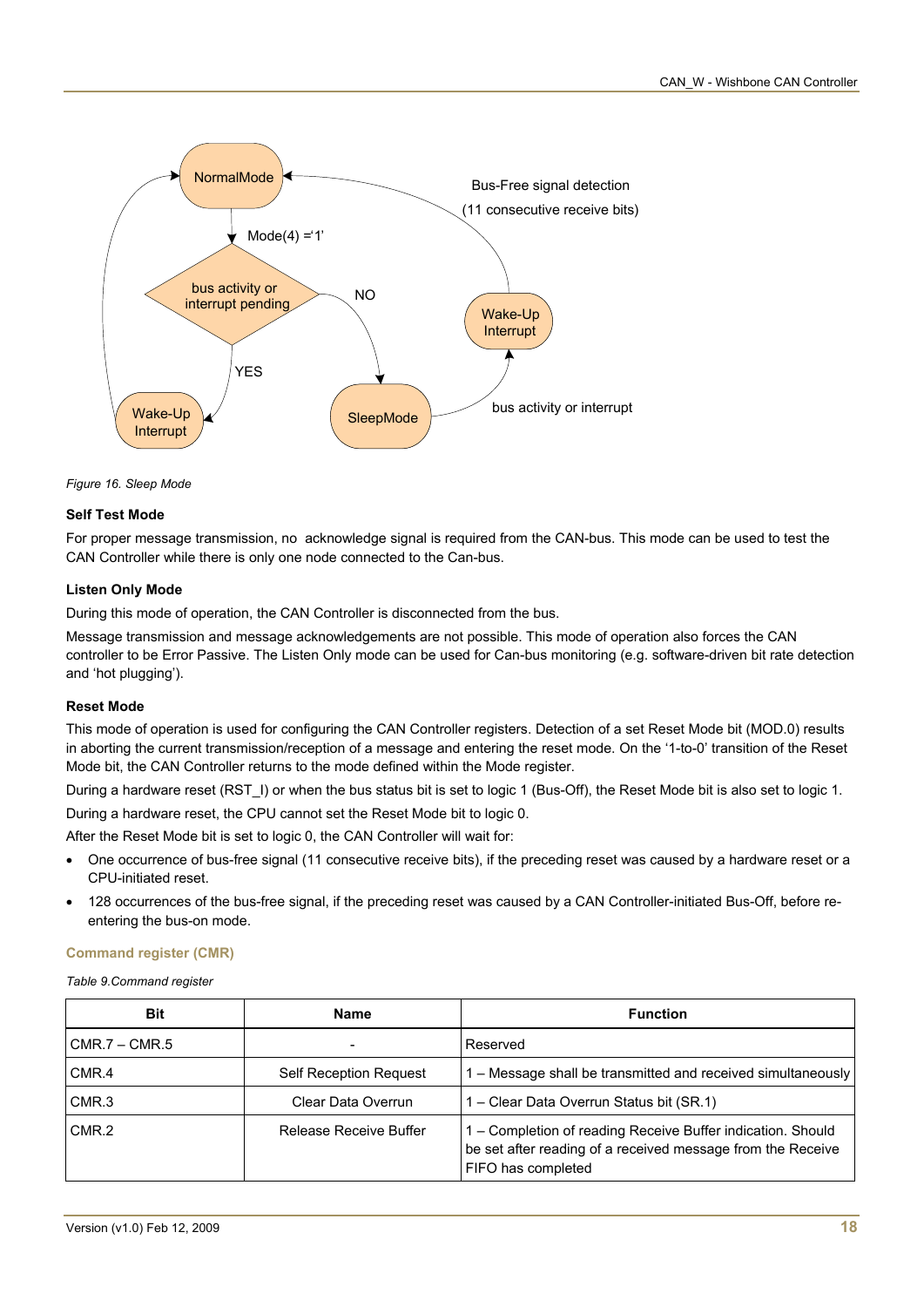NormalMode

Mode(4) ='1'

bus activity or interrupt pending

NO

YES

Wake-Up Interrupt

SleepMode

Bus-Free signal detection

(11 consecutive receive bits)

Wake-Up Interrupt

bus activity or interrupt

*Figure 16. Sleep Mode*

**Self Test Mode**

For proper message transmission, no acknowledge signal is required from the CAN-bus. This mode can be used to test the CAN Controller while there is only one node connected to the Can-bus.

**Listen Only Mode**

During this mode of operation, the CAN Controller is disconnected from the bus.

Message transmission and message acknowledgements are not possible. This mode of operation also forces the CAN controller to be Error Passive. The Listen Only mode can be used for Can-bus monitoring (e.g. software-driven bit rate detection and 'hot plugging').

**Reset Mode**

This mode of operation is used for configuring the CAN Controller registers. Detection of a set Reset Mode bit (MOD.0) results in aborting the current transmission/reception of a message and entering the reset mode. On the '1-to-0' transition of the Reset Mode bit, the CAN Controller returns to the mode defined within the Mode register.

During a hardware reset (RST_I) or when the bus status bit is set to logic 1 (Bus-Off), the Reset Mode bit is also set to logic 1.

During a hardware reset, the CPU cannot set the Reset Mode bit to logic 0.

After the Reset Mode bit is set to logic 0, the CAN Controller will wait for:

- One occurrence of bus-free signal (11 consecutive receive bits), if the preceding reset was caused by a hardware reset or a CPU-initiated reset.
- 128 occurrences of the bus-free signal, if the preceding reset was caused by a CAN Controller-initiated Bus-Off, before re-entering the bus-on mode.

### Command register (CMR)

*Table 9.Command register*

| Bit | Name | Function |
|---|---|---|
| CMR.7 – CMR.5 | - | Reserved |
| CMR.4 | Self Reception Request | 1 – Message shall be transmitted and received simultaneously |
| CMR.3 | Clear Data Overrun | 1 – Clear Data Overrun Status bit (SR.1) |
| CMR.2 | Release Receive Buffer | 1 – Completion of reading Receive Buffer indication. Should be set after reading of a received message from the Receive FIFO has completed |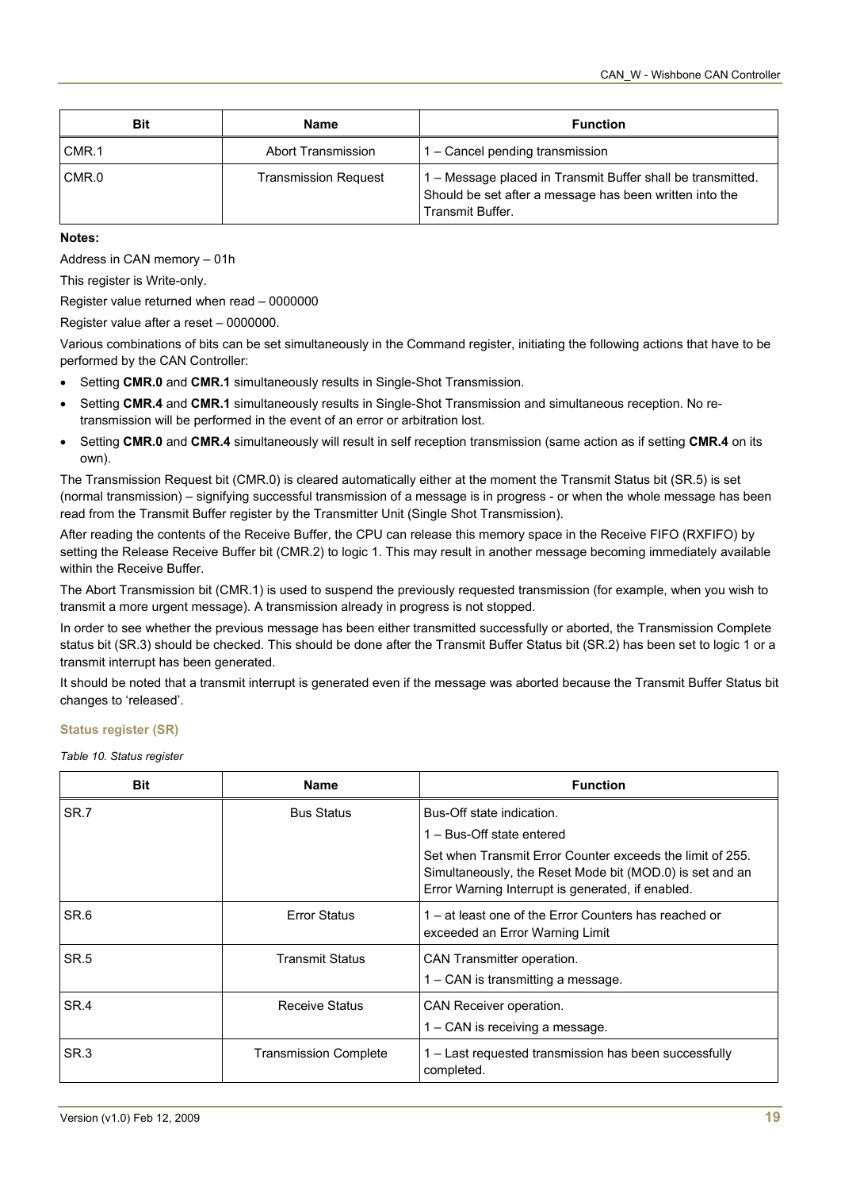| Bit | Name | Function |
|---|---|---|
| CMR.1 | Abort Transmission | 1 – Cancel pending transmission |
| CMR.0 | Transmission Request | 1 – Message placed in Transmit Buffer shall be transmitted. Should be set after a message has been written into the Transmit Buffer. |

**Notes:**

Address in CAN memory – 01h

This register is Write-only.

Register value returned when read – 0000000

Register value after a reset – 0000000.

Various combinations of bits can be set simultaneously in the Command register, initiating the following actions that have to be performed by the CAN Controller:

- Setting **CMR.0** and **CMR.1** simultaneously results in Single-Shot Transmission.
- Setting **CMR.4** and **CMR.1** simultaneously results in Single-Shot Transmission and simultaneous reception. No re-transmission will be performed in the event of an error or arbitration lost.
- Setting **CMR.0** and **CMR.4** simultaneously will result in self reception transmission (same action as if setting **CMR.4** on its own).

The Transmission Request bit (CMR.0) is cleared automatically either at the moment the Transmit Status bit (SR.5) is set (normal transmission) – signifying successful transmission of a message is in progress - or when the whole message has been read from the Transmit Buffer register by the Transmitter Unit (Single Shot Transmission).

After reading the contents of the Receive Buffer, the CPU can release this memory space in the Receive FIFO (RXFIFO) by setting the Release Receive Buffer bit (CMR.2) to logic 1. This may result in another message becoming immediately available within the Receive Buffer.

The Abort Transmission bit (CMR.1) is used to suspend the previously requested transmission (for example, when you wish to transmit a more urgent message). A transmission already in progress is not stopped.

In order to see whether the previous message has been either transmitted successfully or aborted, the Transmission Complete status bit (SR.3) should be checked. This should be done after the Transmit Buffer Status bit (SR.2) has been set to logic 1 or a transmit interrupt has been generated.

It should be noted that a transmit interrupt is generated even if the message was aborted because the Transmit Buffer Status bit changes to 'released'.

### Status register (SR)

*Table 10. Status register*

| Bit | Name | Function |
|---|---|---|
| SR.7 | Bus Status | Bus-Off state indication.<br>1 – Bus-Off state entered<br>Set when Transmit Error Counter exceeds the limit of 255. Simultaneously, the Reset Mode bit (MOD.0) is set and an Error Warning Interrupt is generated, if enabled. |
| SR.6 | Error Status | 1 – at least one of the Error Counters has reached or exceeded an Error Warning Limit |
| SR.5 | Transmit Status | CAN Transmitter operation.<br>1 – CAN is transmitting a message. |
| SR.4 | Receive Status | CAN Receiver operation.<br>1 – CAN is receiving a message. |
| SR.3 | Transmission Complete | 1 – Last requested transmission has been successfully completed. |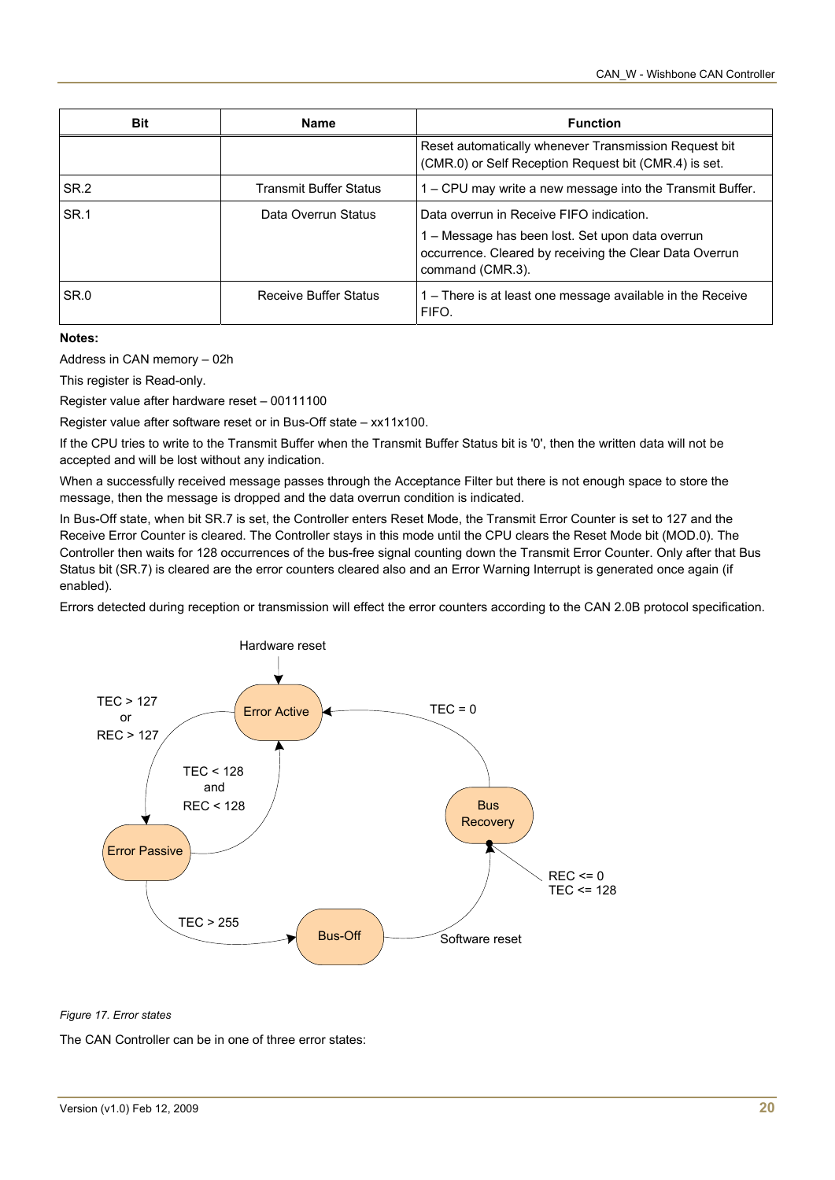| Bit | Name | Function |
|---|---|---|
| | | Reset automatically whenever Transmission Request bit (CMR.0) or Self Reception Request bit (CMR.4) is set. |
| SR.2 | Transmit Buffer Status | 1 – CPU may write a new message into the Transmit Buffer. |
| SR.1 | Data Overrun Status | Data overrun in Receive FIFO indication.<br>1 – Message has been lost. Set upon data overrun occurrence. Cleared by receiving the Clear Data Overrun command (CMR.3). |
| SR.0 | Receive Buffer Status | 1 – There is at least one message available in the Receive FIFO. |

**Notes:**

Address in CAN memory – 02h

This register is Read-only.

Register value after hardware reset – 00111100

Register value after software reset or in Bus-Off state – xx11x100.

If the CPU tries to write to the Transmit Buffer when the Transmit Buffer Status bit is '0', then the written data will not be accepted and will be lost without any indication.

When a successfully received message passes through the Acceptance Filter but there is not enough space to store the message, then the message is dropped and the data overrun condition is indicated.

In Bus-Off state, when bit SR.7 is set, the Controller enters Reset Mode, the Transmit Error Counter is set to 127 and the Receive Error Counter is cleared. The Controller stays in this mode until the CPU clears the Reset Mode bit (MOD.0). The Controller then waits for 128 occurrences of the bus-free signal counting down the Transmit Error Counter. Only after that Bus Status bit (SR.7) is cleared are the error counters cleared also and an Error Warning Interrupt is generated once again (if enabled).

Errors detected during reception or transmission will effect the error counters according to the CAN 2.0B protocol specification.

Hardware reset

Error Active

TEC > 127
or
REC > 127

TEC < 128
and
REC < 128

TEC = 0

Bus Recovery

Error Passive

REC <= 0
TEC <= 128

TEC > 255

Bus-Off

Software reset

*Figure 17. Error states*

The CAN Controller can be in one of three error states: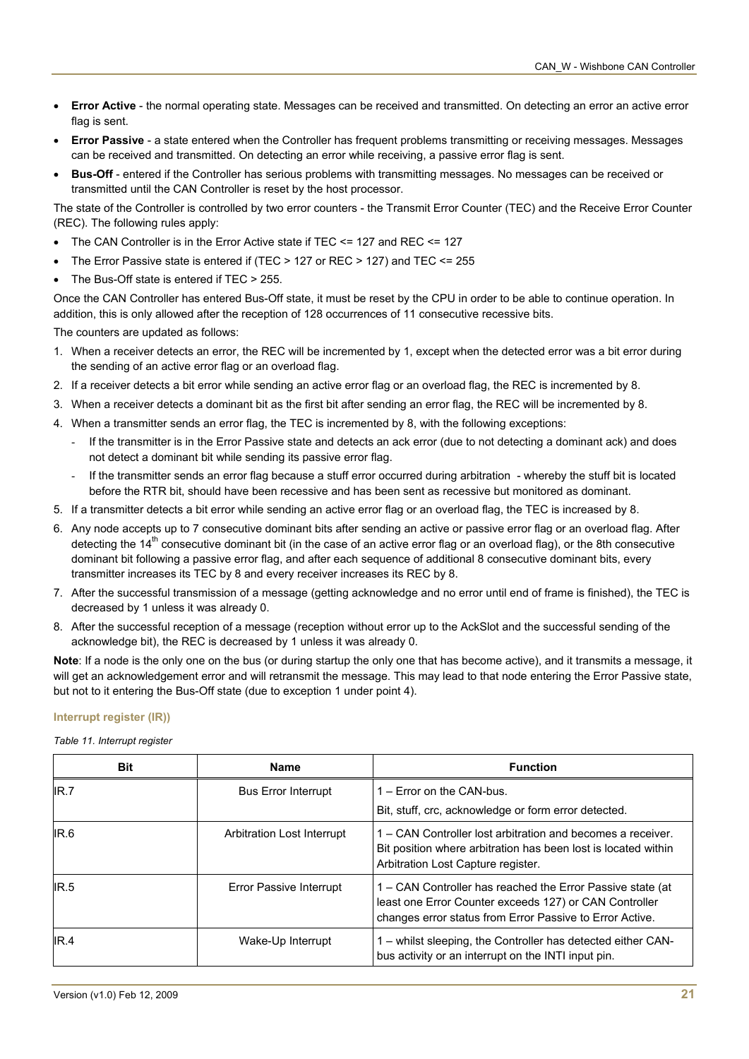- **Error Active** - the normal operating state. Messages can be received and transmitted. On detecting an error an active error flag is sent.
- **Error Passive** - a state entered when the Controller has frequent problems transmitting or receiving messages. Messages can be received and transmitted. On detecting an error while receiving, a passive error flag is sent.
- **Bus-Off** - entered if the Controller has serious problems with transmitting messages. No messages can be received or transmitted until the CAN Controller is reset by the host processor.

The state of the Controller is controlled by two error counters - the Transmit Error Counter (TEC) and the Receive Error Counter (REC). The following rules apply:

- The CAN Controller is in the Error Active state if TEC <= 127 and REC <= 127
- The Error Passive state is entered if (TEC > 127 or REC > 127) and TEC <= 255
- The Bus-Off state is entered if TEC > 255.

Once the CAN Controller has entered Bus-Off state, it must be reset by the CPU in order to be able to continue operation. In addition, this is only allowed after the reception of 128 occurrences of 11 consecutive recessive bits.

The counters are updated as follows:

1. When a receiver detects an error, the REC will be incremented by 1, except when the detected error was a bit error during the sending of an active error flag or an overload flag.
2. If a receiver detects a bit error while sending an active error flag or an overload flag, the REC is incremented by 8.
3. When a receiver detects a dominant bit as the first bit after sending an error flag, the REC will be incremented by 8.
4. When a transmitter sends an error flag, the TEC is incremented by 8, with the following exceptions:
   - If the transmitter is in the Error Passive state and detects an ack error (due to not detecting a dominant ack) and does not detect a dominant bit while sending its passive error flag.
   - If the transmitter sends an error flag because a stuff error occurred during arbitration - whereby the stuff bit is located before the RTR bit, should have been recessive and has been sent as recessive but monitored as dominant.
5. If a transmitter detects a bit error while sending an active error flag or an overload flag, the TEC is increased by 8.
6. Any node accepts up to 7 consecutive dominant bits after sending an active or passive error flag or an overload flag. After detecting the 14th consecutive dominant bit (in the case of an active error flag or an overload flag), or the 8th consecutive dominant bit following a passive error flag, and after each sequence of additional 8 consecutive dominant bits, every transmitter increases its TEC by 8 and every receiver increases its REC by 8.
7. After the successful transmission of a message (getting acknowledge and no error until end of frame is finished), the TEC is decreased by 1 unless it was already 0.
8. After the successful reception of a message (reception without error up to the AckSlot and the successful sending of the acknowledge bit), the REC is decreased by 1 unless it was already 0.

**Note**: If a node is the only one on the bus (or during startup the only one that has become active), and it transmits a message, it will get an acknowledgement error and will retransmit the message. This may lead to that node entering the Error Passive state, but not to it entering the Bus-Off state (due to exception 1 under point 4).

### Interrupt register (IR))

*Table 11. Interrupt register*

| Bit | Name | Function |
|---|---|---|
| IR.7 | Bus Error Interrupt | 1 – Error on the CAN-bus. Bit, stuff, crc, acknowledge or form error detected. |
| IR.6 | Arbitration Lost Interrupt | 1 – CAN Controller lost arbitration and becomes a receiver. Bit position where arbitration has been lost is located within Arbitration Lost Capture register. |
| IR.5 | Error Passive Interrupt | 1 – CAN Controller has reached the Error Passive state (at least one Error Counter exceeds 127) or CAN Controller changes error status from Error Passive to Error Active. |
| IR.4 | Wake-Up Interrupt | 1 – whilst sleeping, the Controller has detected either CAN-bus activity or an interrupt on the INTI input pin. |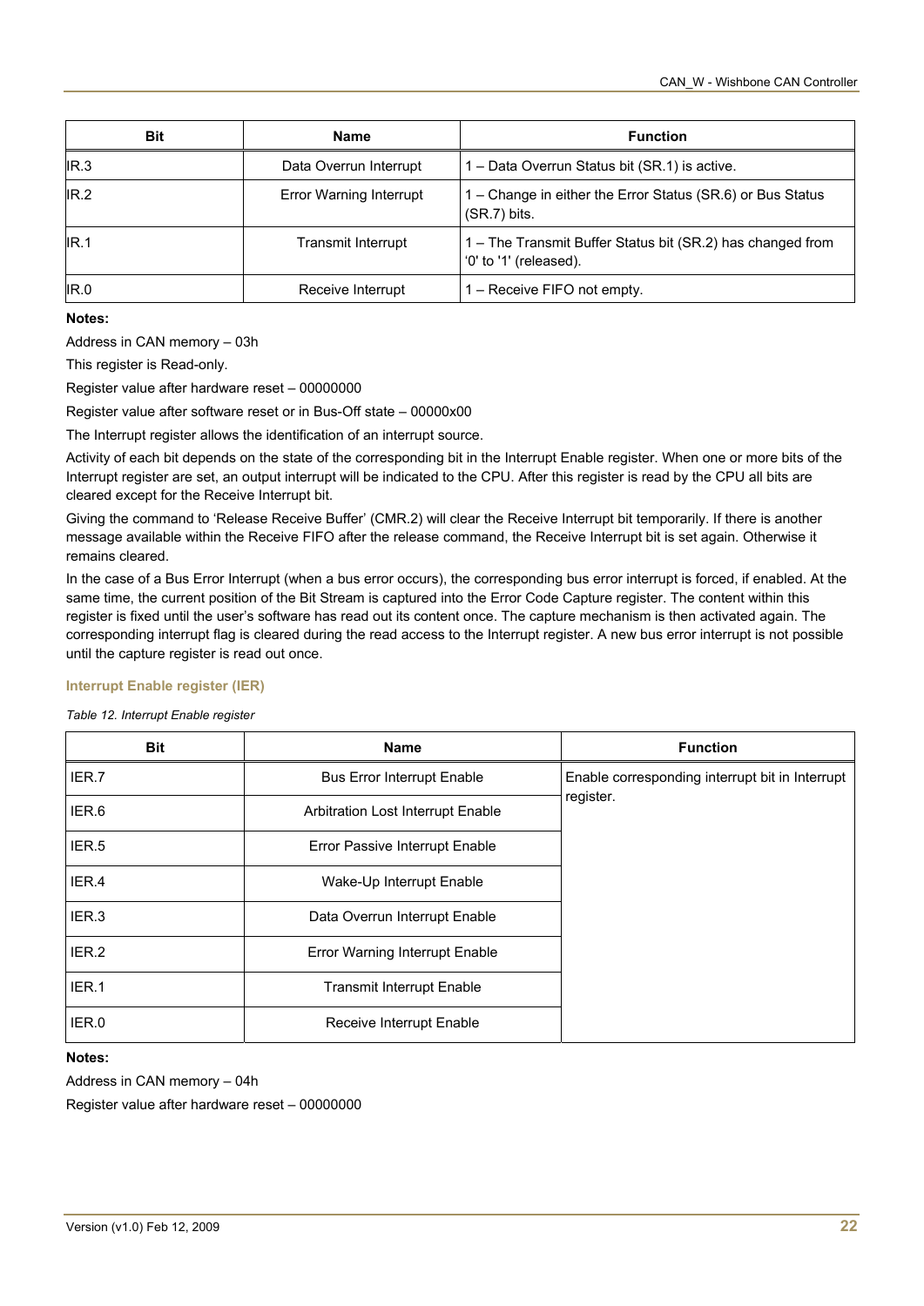| Bit | Name | Function |
|---|---|---|
| IR.3 | Data Overrun Interrupt | 1 – Data Overrun Status bit (SR.1) is active. |
| IR.2 | Error Warning Interrupt | 1 – Change in either the Error Status (SR.6) or Bus Status (SR.7) bits. |
| IR.1 | Transmit Interrupt | 1 – The Transmit Buffer Status bit (SR.2) has changed from '0' to '1' (released). |
| IR.0 | Receive Interrupt | 1 – Receive FIFO not empty. |

**Notes:**

Address in CAN memory – 03h

This register is Read-only.

Register value after hardware reset – 00000000

Register value after software reset or in Bus-Off state – 00000x00

The Interrupt register allows the identification of an interrupt source.

Activity of each bit depends on the state of the corresponding bit in the Interrupt Enable register. When one or more bits of the Interrupt register are set, an output interrupt will be indicated to the CPU. After this register is read by the CPU all bits are cleared except for the Receive Interrupt bit.

Giving the command to 'Release Receive Buffer' (CMR.2) will clear the Receive Interrupt bit temporarily. If there is another message available within the Receive FIFO after the release command, the Receive Interrupt bit is set again. Otherwise it remains cleared.

In the case of a Bus Error Interrupt (when a bus error occurs), the corresponding bus error interrupt is forced, if enabled. At the same time, the current position of the Bit Stream is captured into the Error Code Capture register. The content within this register is fixed until the user's software has read out its content once. The capture mechanism is then activated again. The corresponding interrupt flag is cleared during the read access to the Interrupt register. A new bus error interrupt is not possible until the capture register is read out once.

### Interrupt Enable register (IER)

*Table 12. Interrupt Enable register*

| Bit | Name | Function |
|---|---|---|
| IER.7 | Bus Error Interrupt Enable | Enable corresponding interrupt bit in Interrupt register. |
| IER.6 | Arbitration Lost Interrupt Enable | |
| IER.5 | Error Passive Interrupt Enable | |
| IER.4 | Wake-Up Interrupt Enable | |
| IER.3 | Data Overrun Interrupt Enable | |
| IER.2 | Error Warning Interrupt Enable | |
| IER.1 | Transmit Interrupt Enable | |
| IER.0 | Receive Interrupt Enable | |

**Notes:**

Address in CAN memory – 04h

Register value after hardware reset – 00000000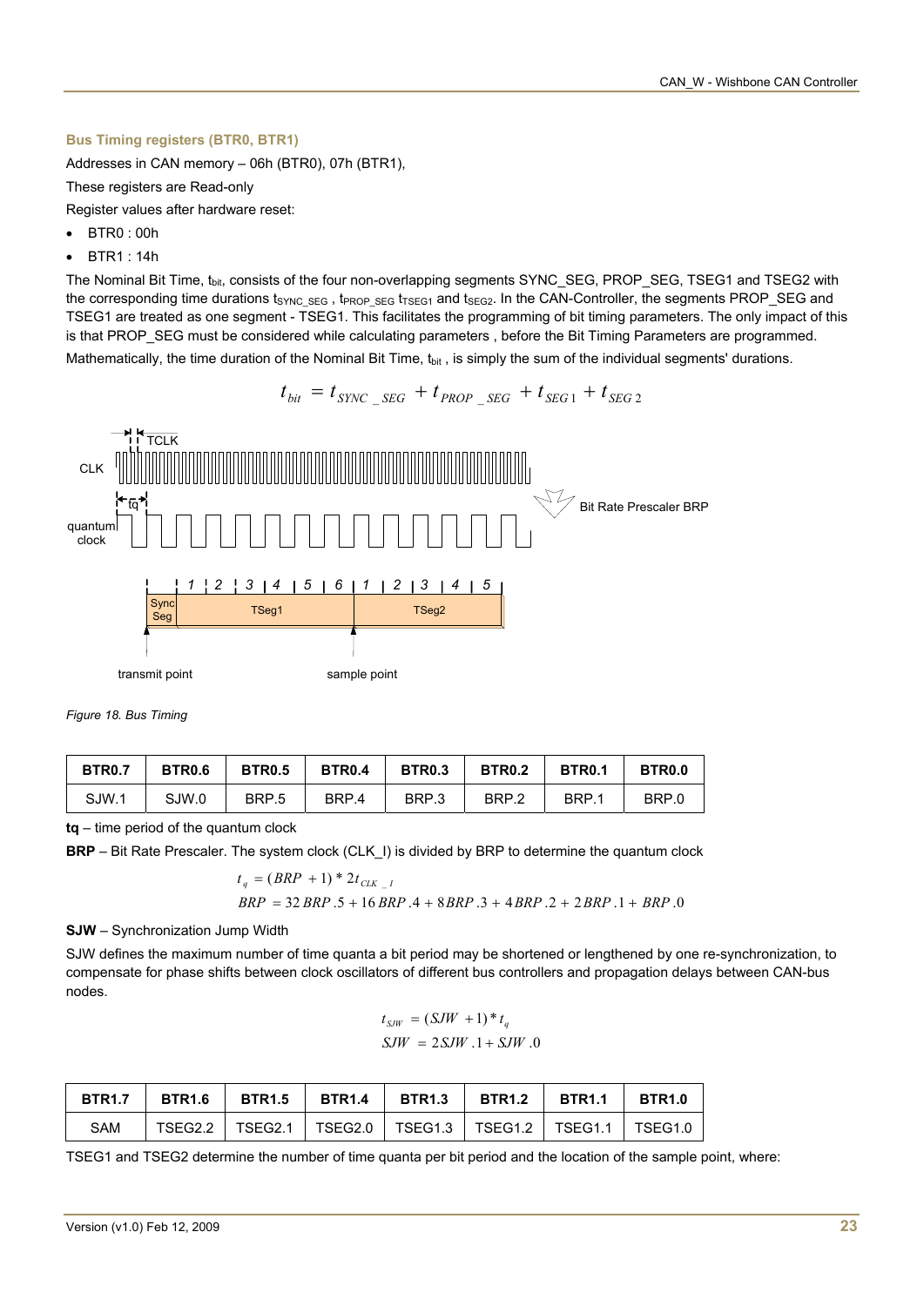### Bus Timing registers (BTR0, BTR1)

Addresses in CAN memory – 06h (BTR0), 07h (BTR1),

These registers are Read-only

Register values after hardware reset:

- BTR0 : 00h
- BTR1 : 14h

The Nominal Bit Time, $t_{bit}$, consists of the four non-overlapping segments SYNC_SEG, PROP_SEG, TSEG1 and TSEG2 with the corresponding time durations $t_{SYNC\_SEG}$ , $t_{PROP\_SEG}$ $t_{TSEG1}$ and $t_{SEG2}$. In the CAN-Controller, the segments PROP_SEG and TSEG1 are treated as one segment - TSEG1. This facilitates the programming of bit timing parameters. The only impact of this is that PROP_SEG must be considered while calculating parameters , before the Bit Timing Parameters are programmed.

Mathematically, the time duration of the Nominal Bit Time, $t_{bit}$ , is simply the sum of the individual segments' durations.

$$t_{bit} = t_{SYNC\_SEG} + t_{PROP\_SEG} + t_{SEG1} + t_{SEG2}$$

TCLK
CLK
tq
quantum clock
Bit Rate Prescaler BRP
1 2 3 4 5 6 1 2 3 4 5
Sync Seg
TSeg1
TSeg2
transmit point
sample point

*Figure 18. Bus Timing*

| BTR0.7 | BTR0.6 | BTR0.5 | BTR0.4 | BTR0.3 | BTR0.2 | BTR0.1 | BTR0.0 |
|---|---|---|---|---|---|---|---|
| SJW.1 | SJW.0 | BRP.5 | BRP.4 | BRP.3 | BRP.2 | BRP.1 | BRP.0 |

**tq** – time period of the quantum clock

**BRP** – Bit Rate Prescaler. The system clock (CLK_I) is divided by BRP to determine the quantum clock

$$t_q = (BRP + 1) * 2t_{CLK\_I}$$
$$BRP = 32BRP.5 + 16BRP.4 + 8BRP.3 + 4BRP.2 + 2BRP.1 + BRP.0$$

**SJW** – Synchronization Jump Width

SJW defines the maximum number of time quanta a bit period may be shortened or lengthened by one re-synchronization, to compensate for phase shifts between clock oscillators of different bus controllers and propagation delays between CAN-bus nodes.

$$t_{SJW} = (SJW + 1) * t_q$$
$$SJW = 2SJW.1 + SJW.0$$

| BTR1.7 | BTR1.6 | BTR1.5 | BTR1.4 | BTR1.3 | BTR1.2 | BTR1.1 | BTR1.0 |
|---|---|---|---|---|---|---|---|
| SAM | TSEG2.2 | TSEG2.1 | TSEG2.0 | TSEG1.3 | TSEG1.2 | TSEG1.1 | TSEG1.0 |

TSEG1 and TSEG2 determine the number of time quanta per bit period and the location of the sample point, where: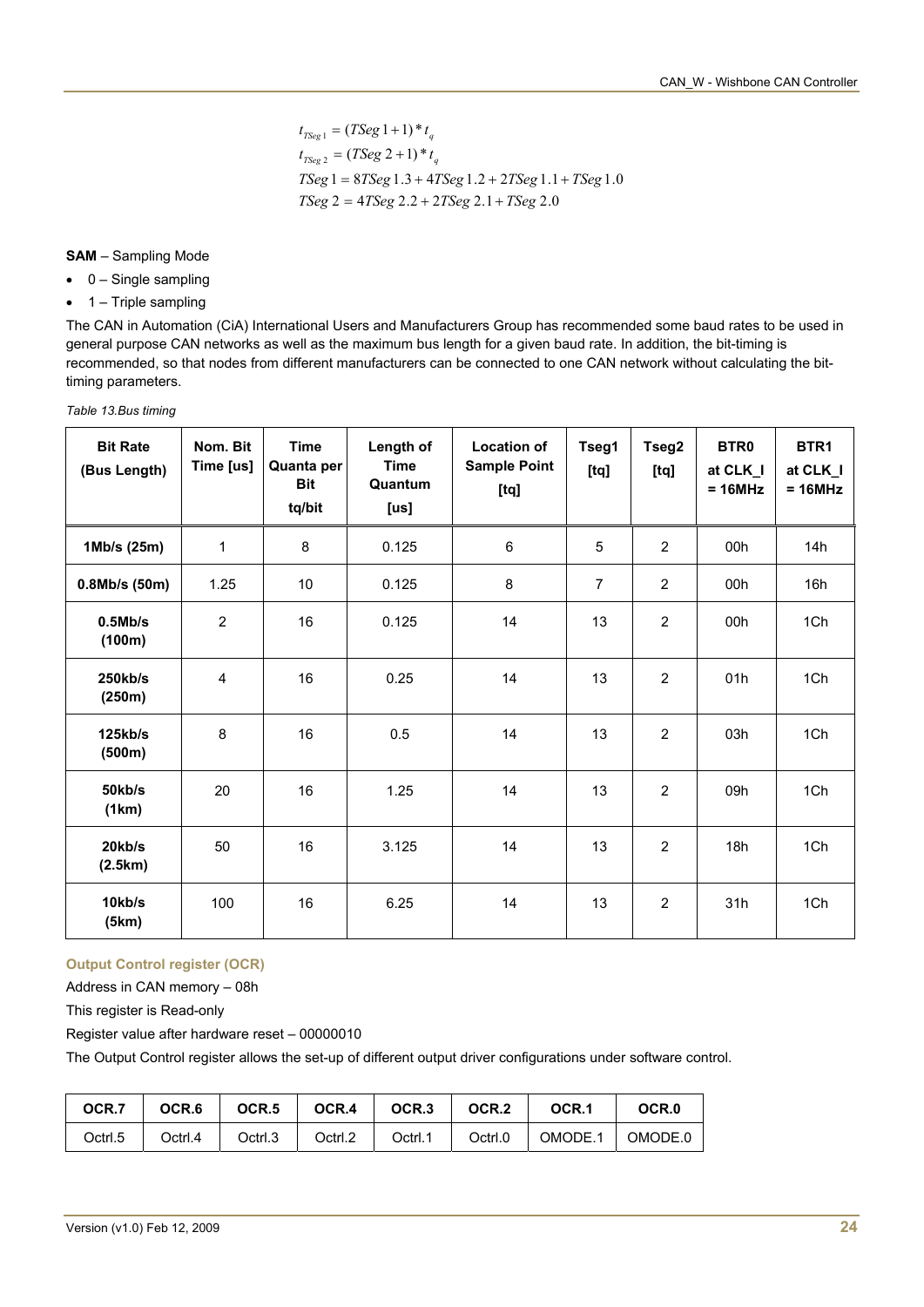$$t_{TSeg1} = (TSeg1 + 1) * t_q$$
$$t_{TSeg2} = (TSeg2 + 1) * t_q$$
$$TSeg1 = 8TSeg1.3 + 4TSeg1.2 + 2TSeg1.1 + TSeg1.0$$
$$TSeg2 = 4TSeg2.2 + 2TSeg2.1 + TSeg2.0$$

**SAM** – Sampling Mode

- 0 – Single sampling
- 1 – Triple sampling

The CAN in Automation (CiA) International Users and Manufacturers Group has recommended some baud rates to be used in general purpose CAN networks as well as the maximum bus length for a given baud rate. In addition, the bit-timing is recommended, so that nodes from different manufacturers can be connected to one CAN network without calculating the bit-timing parameters.

*Table 13.Bus timing*

| Bit Rate (Bus Length) | Nom. Bit Time [us] | Time Quanta per Bit tq/bit | Length of Time Quantum [us] | Location of Sample Point [tq] | Tseg1 [tq] | Tseg2 [tq] | BTR0 at CLK_I = 16MHz | BTR1 at CLK_I = 16MHz |
|---|---|---|---|---|---|---|---|---|
| **1Mb/s (25m)** | 1 | 8 | 0.125 | 6 | 5 | 2 | 00h | 14h |
| **0.8Mb/s (50m)** | 1.25 | 10 | 0.125 | 8 | 7 | 2 | 00h | 16h |
| **0.5Mb/s (100m)** | 2 | 16 | 0.125 | 14 | 13 | 2 | 00h | 1Ch |
| **250kb/s (250m)** | 4 | 16 | 0.25 | 14 | 13 | 2 | 01h | 1Ch |
| **125kb/s (500m)** | 8 | 16 | 0.5 | 14 | 13 | 2 | 03h | 1Ch |
| **50kb/s (1km)** | 20 | 16 | 1.25 | 14 | 13 | 2 | 09h | 1Ch |
| **20kb/s (2.5km)** | 50 | 16 | 3.125 | 14 | 13 | 2 | 18h | 1Ch |
| **10kb/s (5km)** | 100 | 16 | 6.25 | 14 | 13 | 2 | 31h | 1Ch |

### Output Control register (OCR)

Address in CAN memory – 08h

This register is Read-only

Register value after hardware reset – 00000010

The Output Control register allows the set-up of different output driver configurations under software control.

| OCR.7 | OCR.6 | OCR.5 | OCR.4 | OCR.3 | OCR.2 | OCR.1 | OCR.0 |
|---|---|---|---|---|---|---|---|
| Octrl.5 | Octrl.4 | Octrl.3 | Octrl.2 | Octrl.1 | Octrl.0 | OMODE.1 | OMODE.0 |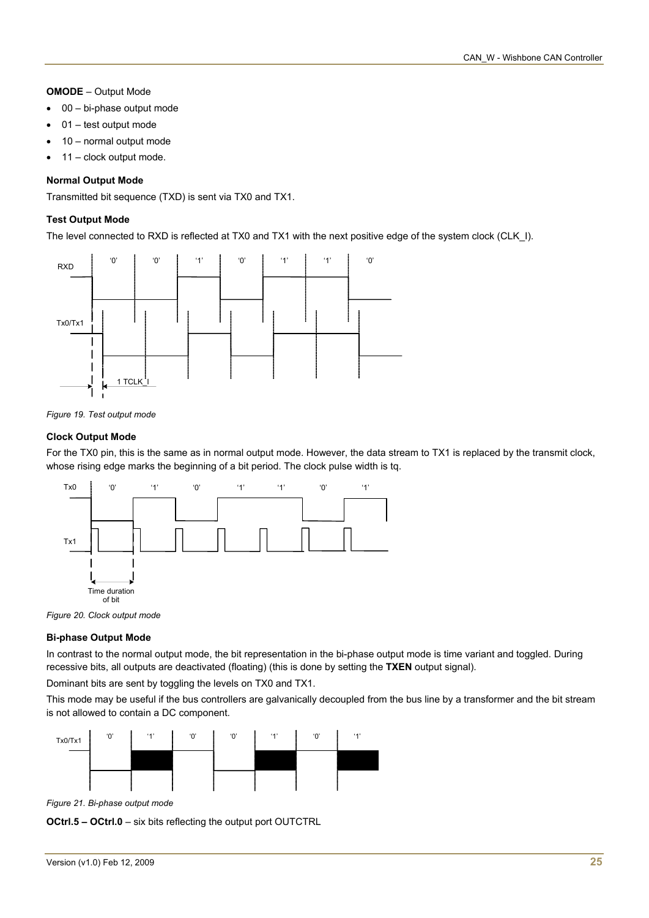**OMODE** – Output Mode

- 00 – bi-phase output mode
- 01 – test output mode
- 10 – normal output mode
- 11 – clock output mode.

**Normal Output Mode**

Transmitted bit sequence (TXD) is sent via TX0 and TX1.

**Test Output Mode**

The level connected to RXD is reflected at TX0 and TX1 with the next positive edge of the system clock (CLK_I).

RXD
'0' '0' '1' '0' '1' '1' '0'
Tx0/Tx1
1 TCLK_I

*Figure 19. Test output mode*

**Clock Output Mode**

For the TX0 pin, this is the same as in normal output mode. However, the data stream to TX1 is replaced by the transmit clock, whose rising edge marks the beginning of a bit period. The clock pulse width is tq.

Tx0
'0' '1' '0' '1' '1' '0' '1'
Tx1
Time duration of bit

*Figure 20. Clock output mode*

**Bi-phase Output Mode**

In contrast to the normal output mode, the bit representation in the bi-phase output mode is time variant and toggled. During recessive bits, all outputs are deactivated (floating) (this is done by setting the **TXEN** output signal).

Dominant bits are sent by toggling the levels on TX0 and TX1.

This mode may be useful if the bus controllers are galvanically decoupled from the bus line by a transformer and the bit stream is not allowed to contain a DC component.

Tx0/Tx1
'0' '1' '0' '0' '1' '0' '1'

*Figure 21. Bi-phase output mode*

**OCtrl.5 – OCtrl.0** – six bits reflecting the output port OUTCTRL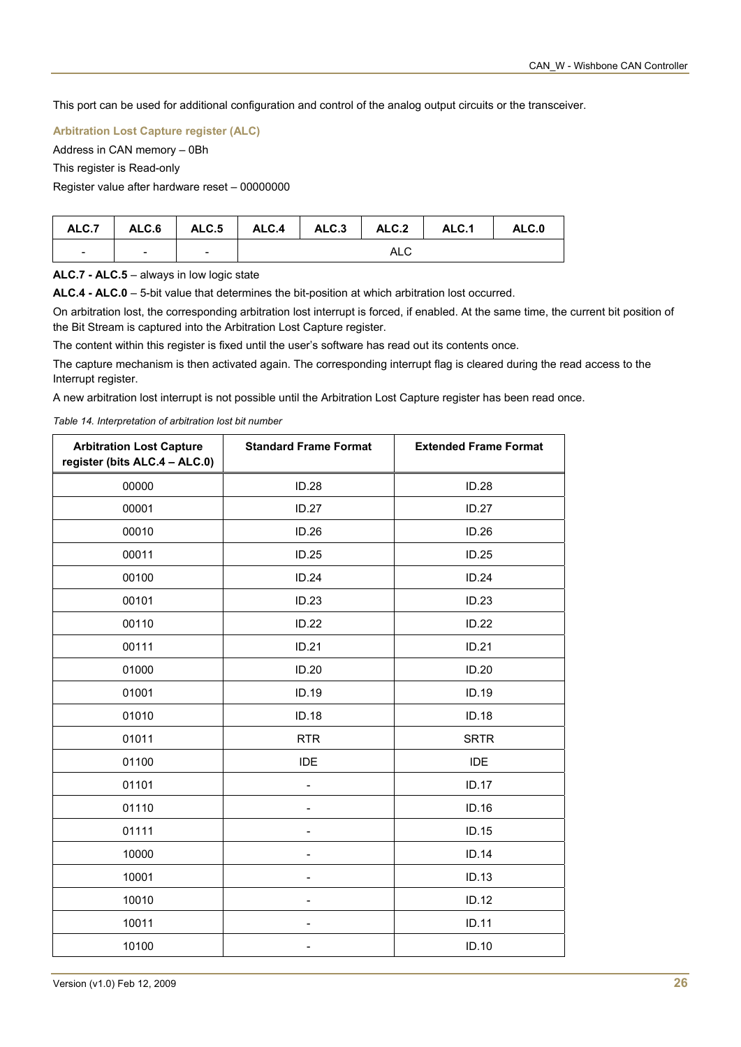This port can be used for additional configuration and control of the analog output circuits or the transceiver.

### Arbitration Lost Capture register (ALC)

Address in CAN memory – 0Bh

This register is Read-only

Register value after hardware reset – 00000000

| ALC.7 | ALC.6 | ALC.5 | ALC.4 | ALC.3 | ALC.2 | ALC.1 | ALC.0 |
|---|---|---|---|---|---|---|---|
| - | - | - | ALC | | | | |

**ALC.7 - ALC.5** – always in low logic state

**ALC.4 - ALC.0** – 5-bit value that determines the bit-position at which arbitration lost occurred.

On arbitration lost, the corresponding arbitration lost interrupt is forced, if enabled. At the same time, the current bit position of the Bit Stream is captured into the Arbitration Lost Capture register.

The content within this register is fixed until the user's software has read out its contents once.

The capture mechanism is then activated again. The corresponding interrupt flag is cleared during the read access to the Interrupt register.

A new arbitration lost interrupt is not possible until the Arbitration Lost Capture register has been read once.

*Table 14. Interpretation of arbitration lost bit number*

| Arbitration Lost Capture register (bits ALC.4 – ALC.0) | Standard Frame Format | Extended Frame Format |
|---|---|---|
| 00000 | ID.28 | ID.28 |
| 00001 | ID.27 | ID.27 |
| 00010 | ID.26 | ID.26 |
| 00011 | ID.25 | ID.25 |
| 00100 | ID.24 | ID.24 |
| 00101 | ID.23 | ID.23 |
| 00110 | ID.22 | ID.22 |
| 00111 | ID.21 | ID.21 |
| 01000 | ID.20 | ID.20 |
| 01001 | ID.19 | ID.19 |
| 01010 | ID.18 | ID.18 |
| 01011 | RTR | SRTR |
| 01100 | IDE | IDE |
| 01101 | - | ID.17 |
| 01110 | - | ID.16 |
| 01111 | - | ID.15 |
| 10000 | - | ID.14 |
| 10001 | - | ID.13 |
| 10010 | - | ID.12 |
| 10011 | - | ID.11 |
| 10100 | - | ID.10 |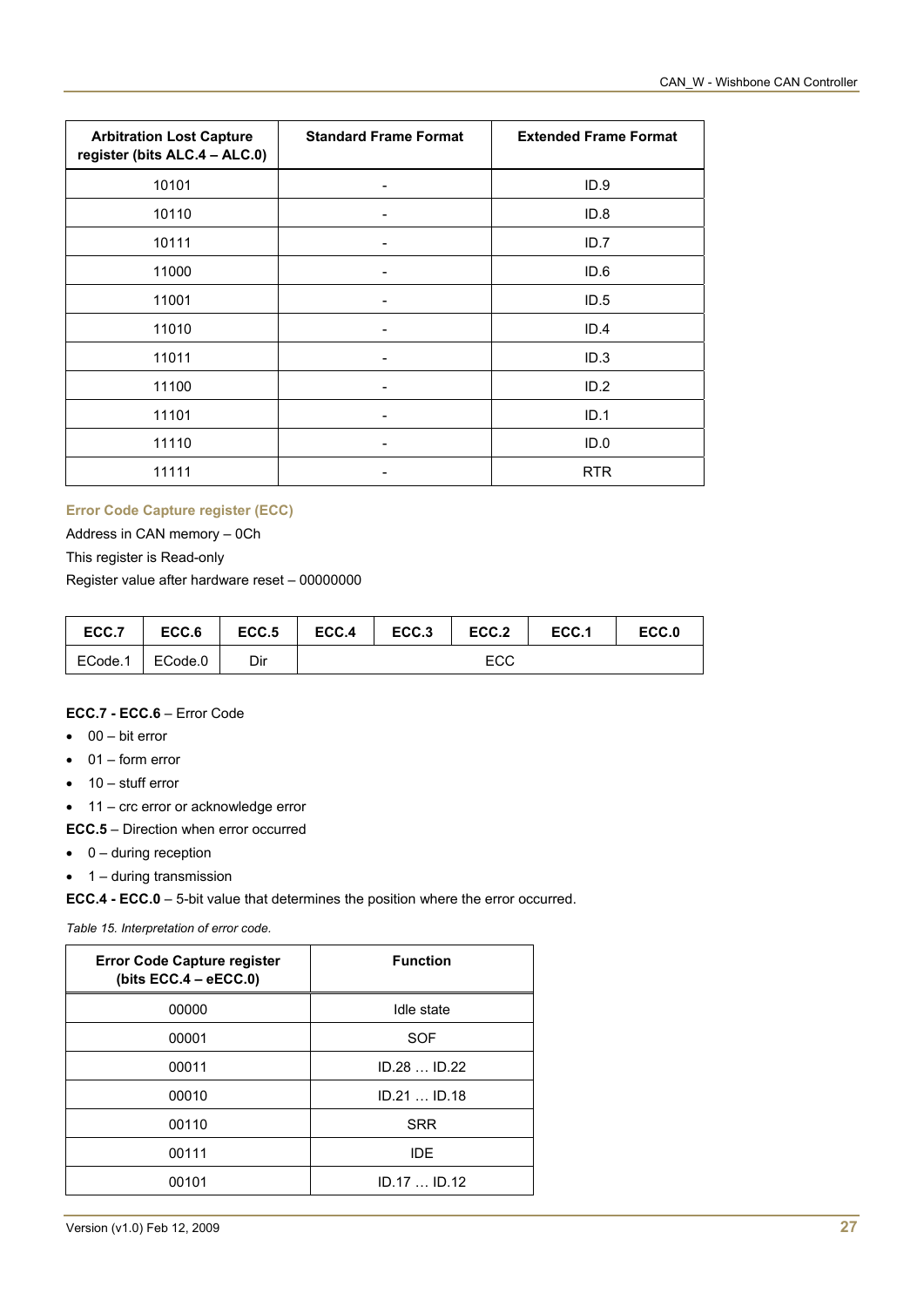| Arbitration Lost Capture register (bits ALC.4 – ALC.0) | Standard Frame Format | Extended Frame Format |
|---|---|---|
| 10101 | - | ID.9 |
| 10110 | - | ID.8 |
| 10111 | - | ID.7 |
| 11000 | - | ID.6 |
| 11001 | - | ID.5 |
| 11010 | - | ID.4 |
| 11011 | - | ID.3 |
| 11100 | - | ID.2 |
| 11101 | - | ID.1 |
| 11110 | - | ID.0 |
| 11111 | - | RTR |

### Error Code Capture register (ECC)

Address in CAN memory – 0Ch

This register is Read-only

Register value after hardware reset – 00000000

| ECC.7 | ECC.6 | ECC.5 | ECC.4 | ECC.3 | ECC.2 | ECC.1 | ECC.0 |
|---|---|---|---|---|---|---|---|
| ECode.1 | ECode.0 | Dir | ECC | | | | |

**ECC.7 - ECC.6** – Error Code

- 00 – bit error
- 01 – form error
- 10 – stuff error
- 11 – crc error or acknowledge error

**ECC.5** – Direction when error occurred

- 0 – during reception
- 1 – during transmission

**ECC.4 - ECC.0** – 5-bit value that determines the position where the error occurred.

*Table 15. Interpretation of error code.*

| Error Code Capture register (bits ECC.4 – eECC.0) | Function |
|---|---|
| 00000 | Idle state |
| 00001 | SOF |
| 00011 | ID.28 … ID.22 |
| 00010 | ID.21 … ID.18 |
| 00110 | SRR |
| 00111 | IDE |
| 00101 | ID.17 … ID.12 |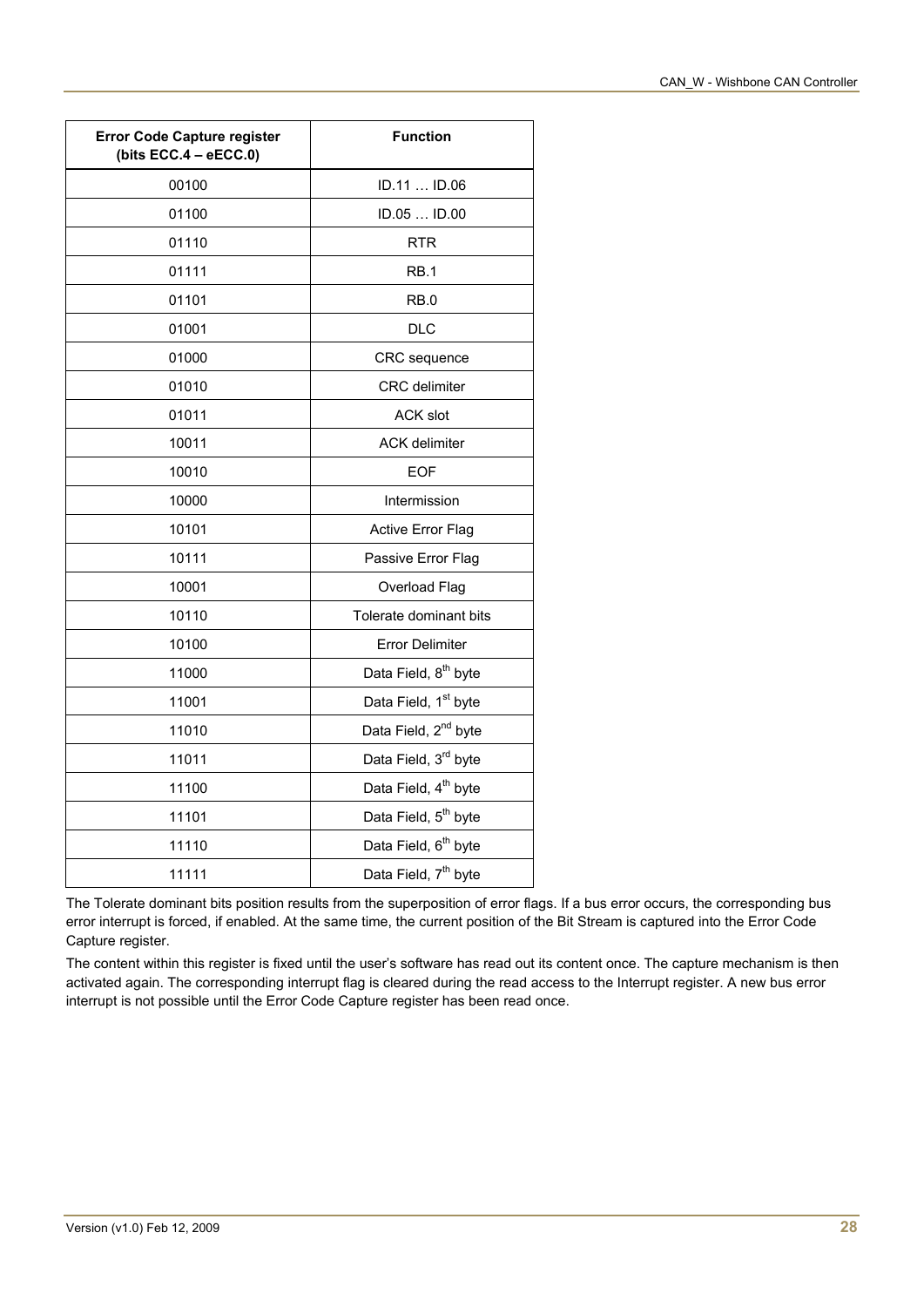| Error Code Capture register (bits ECC.4 – eECC.0) | Function |
|---|---|
| 00100 | ID.11 … ID.06 |
| 01100 | ID.05 … ID.00 |
| 01110 | RTR |
| 01111 | RB.1 |
| 01101 | RB.0 |
| 01001 | DLC |
| 01000 | CRC sequence |
| 01010 | CRC delimiter |
| 01011 | ACK slot |
| 10011 | ACK delimiter |
| 10010 | EOF |
| 10000 | Intermission |
| 10101 | Active Error Flag |
| 10111 | Passive Error Flag |
| 10001 | Overload Flag |
| 10110 | Tolerate dominant bits |
| 10100 | Error Delimiter |
| 11000 | Data Field, 8th byte |
| 11001 | Data Field, 1st byte |
| 11010 | Data Field, 2nd byte |
| 11011 | Data Field, 3rd byte |
| 11100 | Data Field, 4th byte |
| 11101 | Data Field, 5th byte |
| 11110 | Data Field, 6th byte |
| 11111 | Data Field, 7th byte |

The Tolerate dominant bits position results from the superposition of error flags. If a bus error occurs, the corresponding bus error interrupt is forced, if enabled. At the same time, the current position of the Bit Stream is captured into the Error Code Capture register.

The content within this register is fixed until the user's software has read out its content once. The capture mechanism is then activated again. The corresponding interrupt flag is cleared during the read access to the Interrupt register. A new bus error interrupt is not possible until the Error Code Capture register has been read once.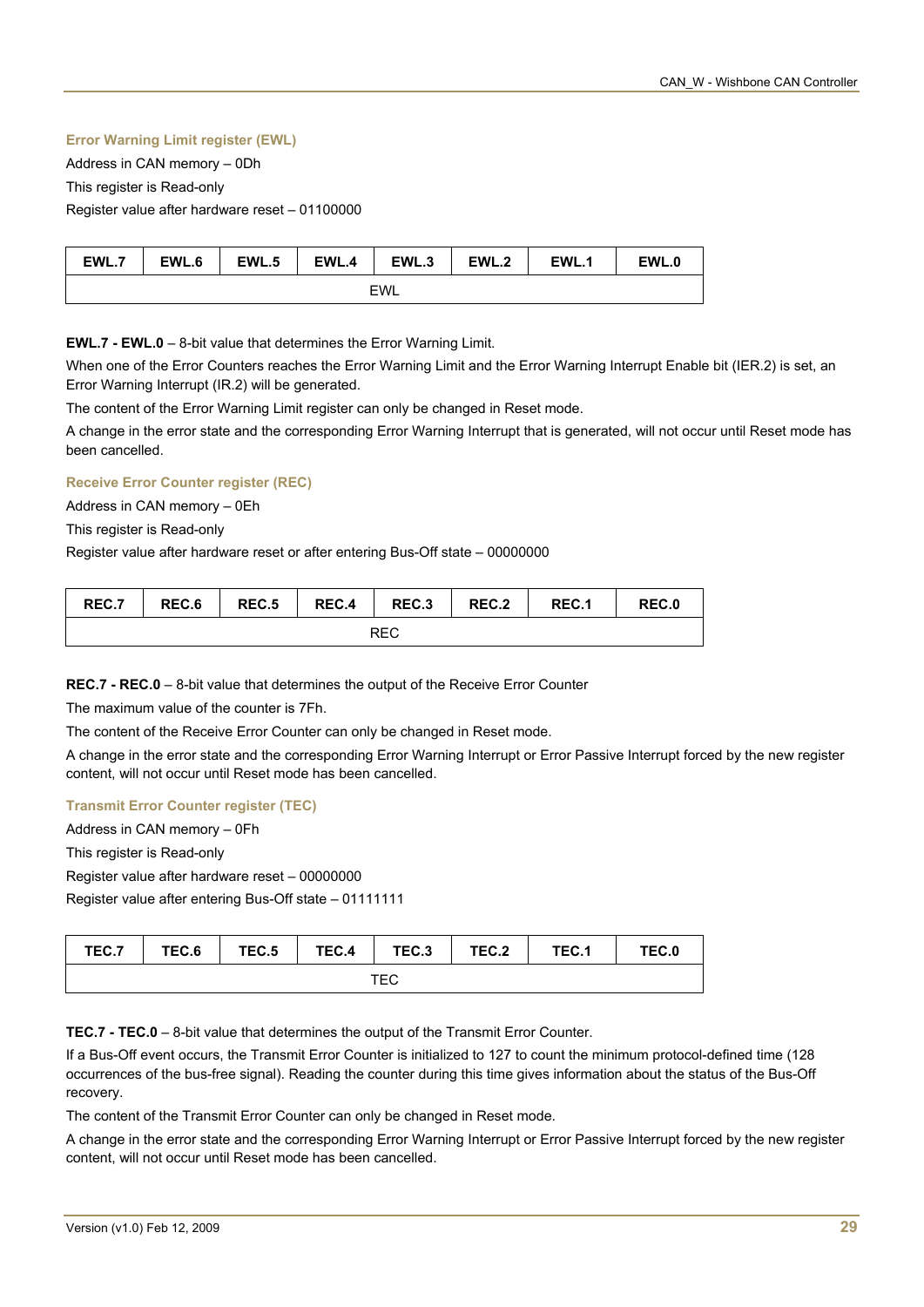### Error Warning Limit register (EWL)

Address in CAN memory – 0Dh

This register is Read-only

Register value after hardware reset – 01100000

| EWL.7 | EWL.6 | EWL.5 | EWL.4 | EWL.3 | EWL.2 | EWL.1 | EWL.0 |
|---|---|---|---|---|---|---|---|
| EWL | | | | | | | |

**EWL.7 - EWL.0** – 8-bit value that determines the Error Warning Limit.

When one of the Error Counters reaches the Error Warning Limit and the Error Warning Interrupt Enable bit (IER.2) is set, an Error Warning Interrupt (IR.2) will be generated.

The content of the Error Warning Limit register can only be changed in Reset mode.

A change in the error state and the corresponding Error Warning Interrupt that is generated, will not occur until Reset mode has been cancelled.

### Receive Error Counter register (REC)

Address in CAN memory – 0Eh

This register is Read-only

Register value after hardware reset or after entering Bus-Off state – 00000000

| REC.7 | REC.6 | REC.5 | REC.4 | REC.3 | REC.2 | REC.1 | REC.0 |
|---|---|---|---|---|---|---|---|
| REC | | | | | | | |

**REC.7 - REC.0** – 8-bit value that determines the output of the Receive Error Counter

The maximum value of the counter is 7Fh.

The content of the Receive Error Counter can only be changed in Reset mode.

A change in the error state and the corresponding Error Warning Interrupt or Error Passive Interrupt forced by the new register content, will not occur until Reset mode has been cancelled.

### Transmit Error Counter register (TEC)

Address in CAN memory – 0Fh

This register is Read-only

Register value after hardware reset – 00000000

Register value after entering Bus-Off state – 01111111

| TEC.7 | TEC.6 | TEC.5 | TEC.4 | TEC.3 | TEC.2 | TEC.1 | TEC.0 |
|---|---|---|---|---|---|---|---|
| TEC | | | | | | | |

**TEC.7 - TEC.0** – 8-bit value that determines the output of the Transmit Error Counter.

If a Bus-Off event occurs, the Transmit Error Counter is initialized to 127 to count the minimum protocol-defined time (128 occurrences of the bus-free signal). Reading the counter during this time gives information about the status of the Bus-Off recovery.

The content of the Transmit Error Counter can only be changed in Reset mode.

A change in the error state and the corresponding Error Warning Interrupt or Error Passive Interrupt forced by the new register content, will not occur until Reset mode has been cancelled.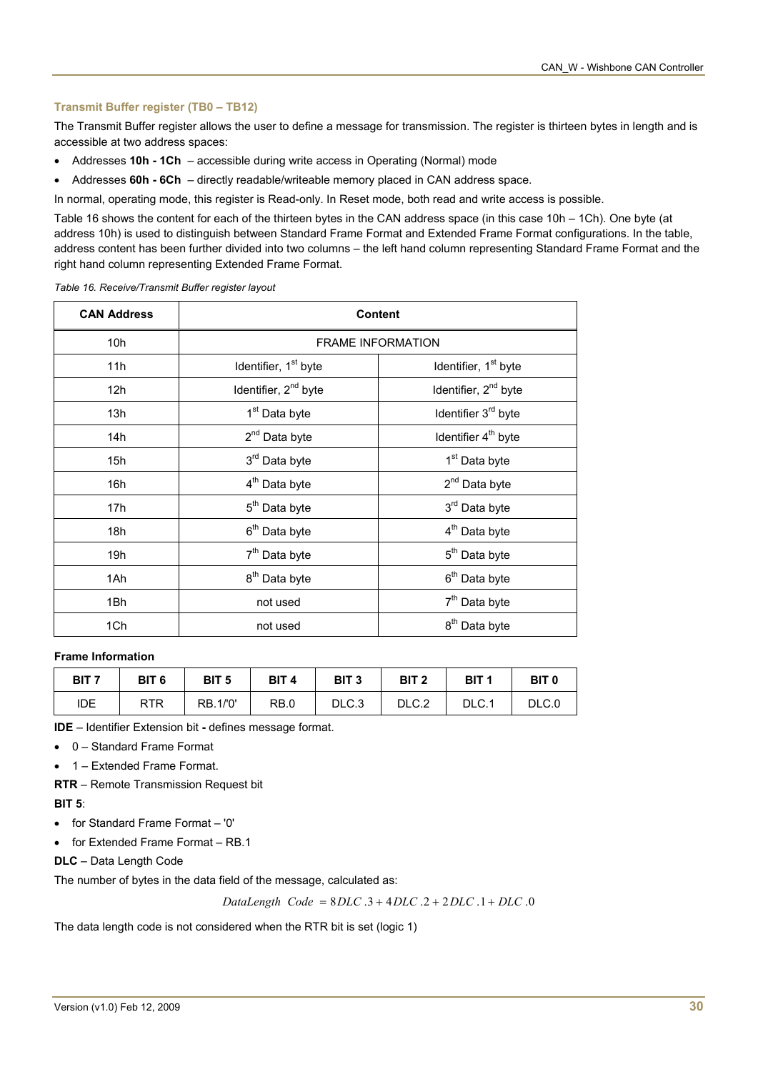### Transmit Buffer register (TB0 – TB12)

The Transmit Buffer register allows the user to define a message for transmission. The register is thirteen bytes in length and is accessible at two address spaces:

- Addresses **10h - 1Ch** – accessible during write access in Operating (Normal) mode
- Addresses **60h - 6Ch** – directly readable/writeable memory placed in CAN address space.

In normal, operating mode, this register is Read-only. In Reset mode, both read and write access is possible.

Table 16 shows the content for each of the thirteen bytes in the CAN address space (in this case 10h – 1Ch). One byte (at address 10h) is used to distinguish between Standard Frame Format and Extended Frame Format configurations. In the table, address content has been further divided into two columns – the left hand column representing Standard Frame Format and the right hand column representing Extended Frame Format.

*Table 16. Receive/Transmit Buffer register layout*

| CAN Address | Content | |
|---|---|---|
| 10h | FRAME INFORMATION | |
| 11h | Identifier, 1st byte | Identifier, 1st byte |
| 12h | Identifier, 2nd byte | Identifier, 2nd byte |
| 13h | 1st Data byte | Identifier 3rd byte |
| 14h | 2nd Data byte | Identifier 4th byte |
| 15h | 3rd Data byte | 1st Data byte |
| 16h | 4th Data byte | 2nd Data byte |
| 17h | 5th Data byte | 3rd Data byte |
| 18h | 6th Data byte | 4th Data byte |
| 19h | 7th Data byte | 5th Data byte |
| 1Ah | 8th Data byte | 6th Data byte |
| 1Bh | not used | 7th Data byte |
| 1Ch | not used | 8th Data byte |

**Frame Information**

| BIT 7 | BIT 6 | BIT 5 | BIT 4 | BIT 3 | BIT 2 | BIT 1 | BIT 0 |
|---|---|---|---|---|---|---|---|
| IDE | RTR | RB.1/'0' | RB.0 | DLC.3 | DLC.2 | DLC.1 | DLC.0 |

**IDE** – Identifier Extension bit **-** defines message format.

- 0 – Standard Frame Format
- 1 – Extended Frame Format.

**RTR** – Remote Transmission Request bit

**BIT 5**:

- for Standard Frame Format – '0'
- for Extended Frame Format – RB.1

**DLC** – Data Length Code

The number of bytes in the data field of the message, calculated as:

$$DataLength\ \ Code\ = 8DLC.3 + 4DLC.2 + 2DLC.1 + DLC.0$$

The data length code is not considered when the RTR bit is set (logic 1)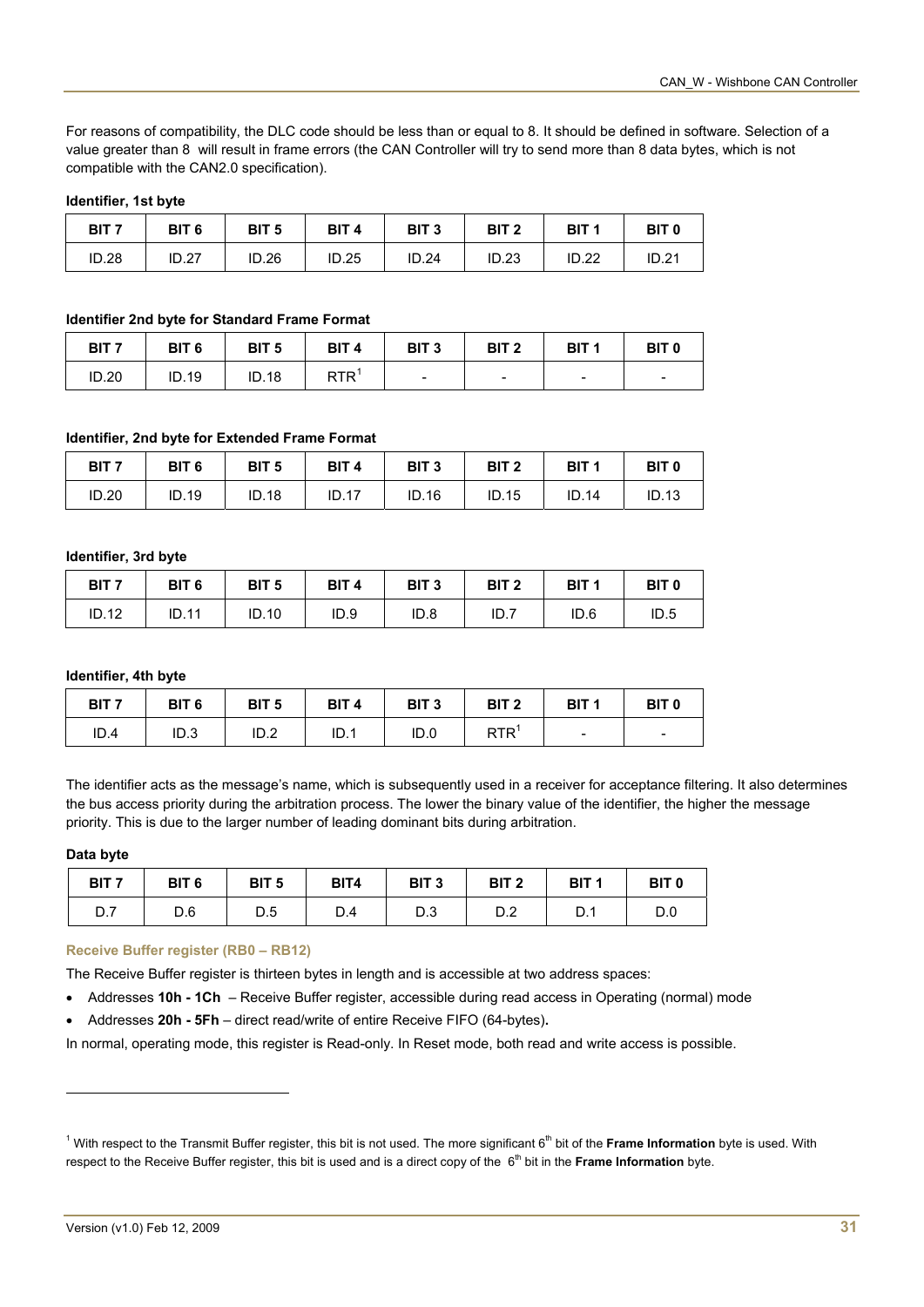For reasons of compatibility, the DLC code should be less than or equal to 8. It should be defined in software. Selection of a value greater than 8 will result in frame errors (the CAN Controller will try to send more than 8 data bytes, which is not compatible with the CAN2.0 specification).

**Identifier, 1st byte**

| BIT 7 | BIT 6 | BIT 5 | BIT 4 | BIT 3 | BIT 2 | BIT 1 | BIT 0 |
|---|---|---|---|---|---|---|---|
| ID.28 | ID.27 | ID.26 | ID.25 | ID.24 | ID.23 | ID.22 | ID.21 |

**Identifier 2nd byte for Standard Frame Format**

| BIT 7 | BIT 6 | BIT 5 | BIT 4 | BIT 3 | BIT 2 | BIT 1 | BIT 0 |
|---|---|---|---|---|---|---|---|
| ID.20 | ID.19 | ID.18 | RTR[1] | - | - | - | - |

**Identifier, 2nd byte for Extended Frame Format**

| BIT 7 | BIT 6 | BIT 5 | BIT 4 | BIT 3 | BIT 2 | BIT 1 | BIT 0 |
|---|---|---|---|---|---|---|---|
| ID.20 | ID.19 | ID.18 | ID.17 | ID.16 | ID.15 | ID.14 | ID.13 |

**Identifier, 3rd byte**

| BIT 7 | BIT 6 | BIT 5 | BIT 4 | BIT 3 | BIT 2 | BIT 1 | BIT 0 |
|---|---|---|---|---|---|---|---|
| ID.12 | ID.11 | ID.10 | ID.9 | ID.8 | ID.7 | ID.6 | ID.5 |

**Identifier, 4th byte**

| BIT 7 | BIT 6 | BIT 5 | BIT 4 | BIT 3 | BIT 2 | BIT 1 | BIT 0 |
|---|---|---|---|---|---|---|---|
| ID.4 | ID.3 | ID.2 | ID.1 | ID.0 | RTR[1] | - | - |

The identifier acts as the message's name, which is subsequently used in a receiver for acceptance filtering. It also determines the bus access priority during the arbitration process. The lower the binary value of the identifier, the higher the message priority. This is due to the larger number of leading dominant bits during arbitration.

**Data byte**

| BIT 7 | BIT 6 | BIT 5 | BIT4 | BIT 3 | BIT 2 | BIT 1 | BIT 0 |
|---|---|---|---|---|---|---|---|
| D.7 | D.6 | D.5 | D.4 | D.3 | D.2 | D.1 | D.0 |

#### Receive Buffer register (RB0 – RB12)

The Receive Buffer register is thirteen bytes in length and is accessible at two address spaces:

- Addresses **10h - 1Ch** – Receive Buffer register, accessible during read access in Operating (normal) mode
- Addresses **20h - 5Fh** – direct read/write of entire Receive FIFO (64-bytes)**.**

In normal, operating mode, this register is Read-only. In Reset mode, both read and write access is possible.

---

[1] With respect to the Transmit Buffer register, this bit is not used. The more significant 6th bit of the **Frame Information** byte is used. With respect to the Receive Buffer register, this bit is used and is a direct copy of the 6th bit in the **Frame Information** byte.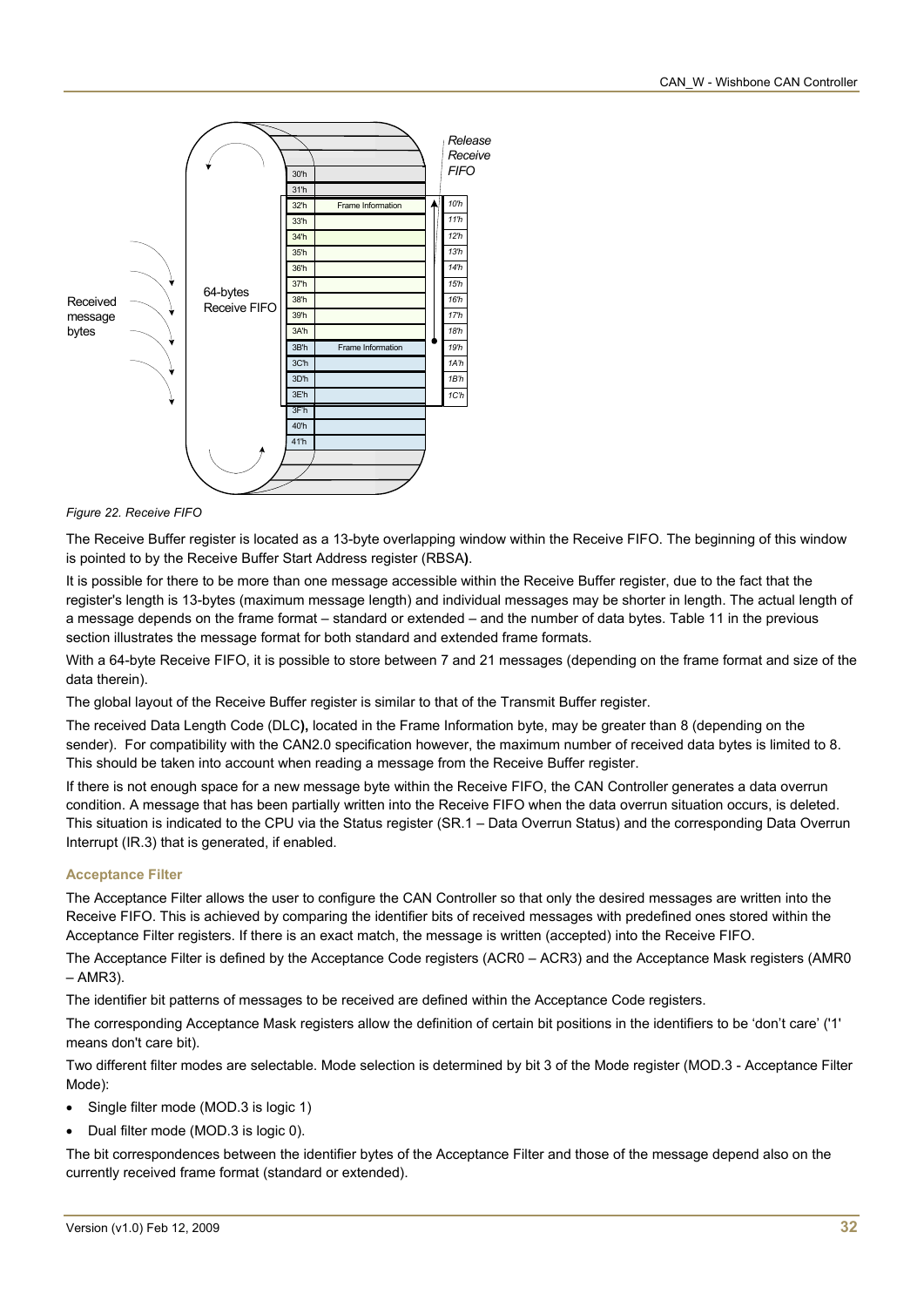Release
Receive
FIFO

Received
message
bytes

64-bytes
Receive FIFO

30'h
31'h
32'h Frame Information
33'h
34'h
35'h
36'h
37'h
38'h
39'h
3A'h
3B'h Frame Information
3C'h
3D'h
3E'h
3F'h
40'h
41'h

10'h
11'h
12'h
13'h
14'h
15'h
16'h
17'h
18'h
19'h
1A'h
1B'h
1C'h

*Figure 22. Receive FIFO*

The Receive Buffer register is located as a 13-byte overlapping window within the Receive FIFO. The beginning of this window is pointed to by the Receive Buffer Start Address register (RBSA**)**.

It is possible for there to be more than one message accessible within the Receive Buffer register, due to the fact that the register's length is 13-bytes (maximum message length) and individual messages may be shorter in length. The actual length of a message depends on the frame format – standard or extended – and the number of data bytes. Table 11 in the previous section illustrates the message format for both standard and extended frame formats.

With a 64-byte Receive FIFO, it is possible to store between 7 and 21 messages (depending on the frame format and size of the data therein).

The global layout of the Receive Buffer register is similar to that of the Transmit Buffer register.

The received Data Length Code (DLC**),** located in the Frame Information byte, may be greater than 8 (depending on the sender). For compatibility with the CAN2.0 specification however, the maximum number of received data bytes is limited to 8. This should be taken into account when reading a message from the Receive Buffer register.

If there is not enough space for a new message byte within the Receive FIFO, the CAN Controller generates a data overrun condition. A message that has been partially written into the Receive FIFO when the data overrun situation occurs, is deleted. This situation is indicated to the CPU via the Status register (SR.1 – Data Overrun Status) and the corresponding Data Overrun Interrupt (IR.3) that is generated, if enabled.

### Acceptance Filter

The Acceptance Filter allows the user to configure the CAN Controller so that only the desired messages are written into the Receive FIFO. This is achieved by comparing the identifier bits of received messages with predefined ones stored within the Acceptance Filter registers. If there is an exact match, the message is written (accepted) into the Receive FIFO.

The Acceptance Filter is defined by the Acceptance Code registers (ACR0 – ACR3) and the Acceptance Mask registers (AMR0 – AMR3).

The identifier bit patterns of messages to be received are defined within the Acceptance Code registers.

The corresponding Acceptance Mask registers allow the definition of certain bit positions in the identifiers to be 'don't care' ('1' means don't care bit).

Two different filter modes are selectable. Mode selection is determined by bit 3 of the Mode register (MOD.3 - Acceptance Filter Mode):

- Single filter mode (MOD.3 is logic 1)
- Dual filter mode (MOD.3 is logic 0).

The bit correspondences between the identifier bytes of the Acceptance Filter and those of the message depend also on the currently received frame format (standard or extended).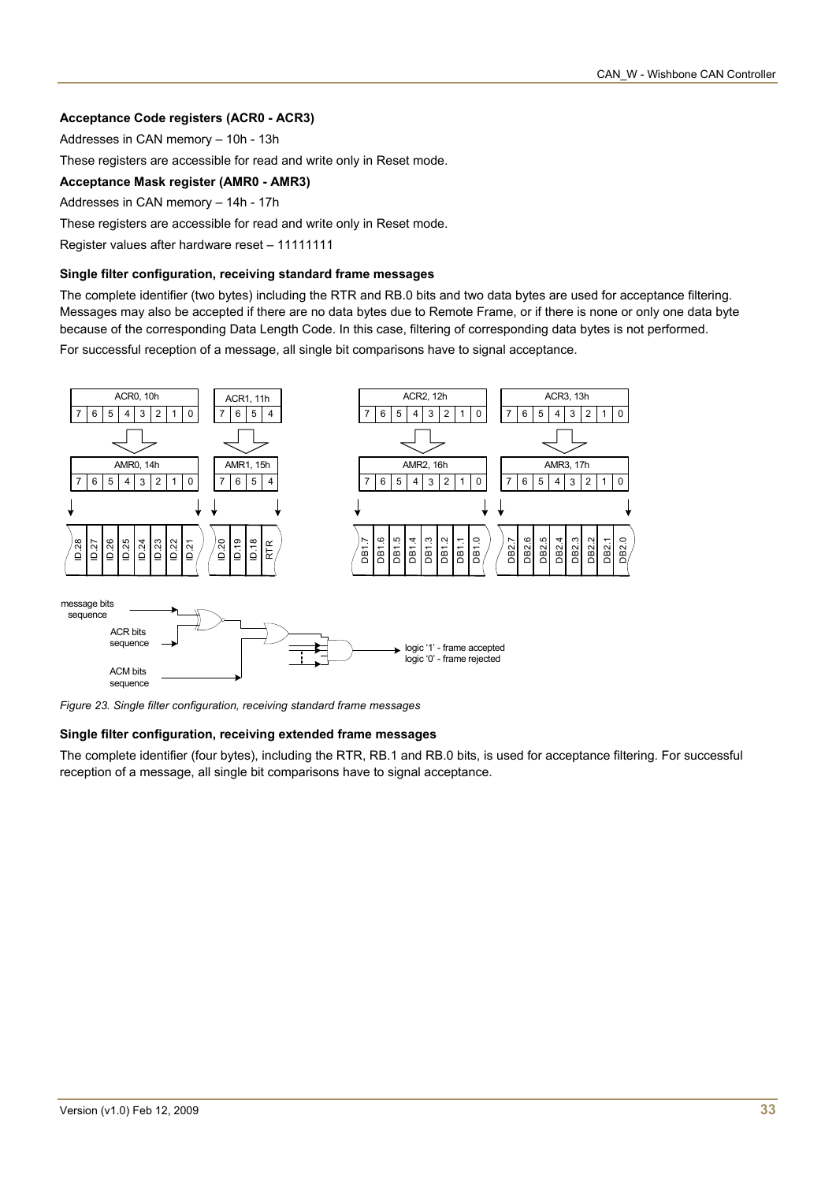**Acceptance Code registers (ACR0 - ACR3)**

Addresses in CAN memory – 10h - 13h

These registers are accessible for read and write only in Reset mode.

**Acceptance Mask register (AMR0 - AMR3)**

Addresses in CAN memory – 14h - 17h

These registers are accessible for read and write only in Reset mode.

Register values after hardware reset – 11111111

**Single filter configuration, receiving standard frame messages**

The complete identifier (two bytes) including the RTR and RB.0 bits and two data bytes are used for acceptance filtering. Messages may also be accepted if there are no data bytes due to Remote Frame, or if there is none or only one data byte because of the corresponding Data Length Code. In this case, filtering of corresponding data bytes is not performed.

For successful reception of a message, all single bit comparisons have to signal acceptance.

ACR0, 10h
7 6 5 4 3 2 1 0
ACR1, 11h
7 6 5 4
ACR2, 12h
7 6 5 4 3 2 1 0
ACR3, 13h
7 6 5 4 3 2 1 0

AMR0, 14h
7 6 5 4 3 2 1 0
AMR1, 15h
7 6 5 4
AMR2, 16h
7 6 5 4 3 2 1 0
AMR3, 17h
7 6 5 4 3 2 1 0

ID.28 ID.27 ID.26 ID.25 ID.24 ID.23 ID.22 ID.21
ID.20 ID.19 ID.18 RTR
DB1.7 DB1.6 DB1.5 DB1.4 DB1.3 DB1.2 DB1.1 DB1.0
DB2.7 DB2.6 DB2.5 DB2.4 DB2.3 DB2.2 DB2.1 DB2.0

message bits sequence
ACR bits sequence
ACM bits sequence
logic '1' - frame accepted
logic '0' - frame rejected

*Figure 23. Single filter configuration, receiving standard frame messages*

**Single filter configuration, receiving extended frame messages**

The complete identifier (four bytes), including the RTR, RB.1 and RB.0 bits, is used for acceptance filtering. For successful reception of a message, all single bit comparisons have to signal acceptance.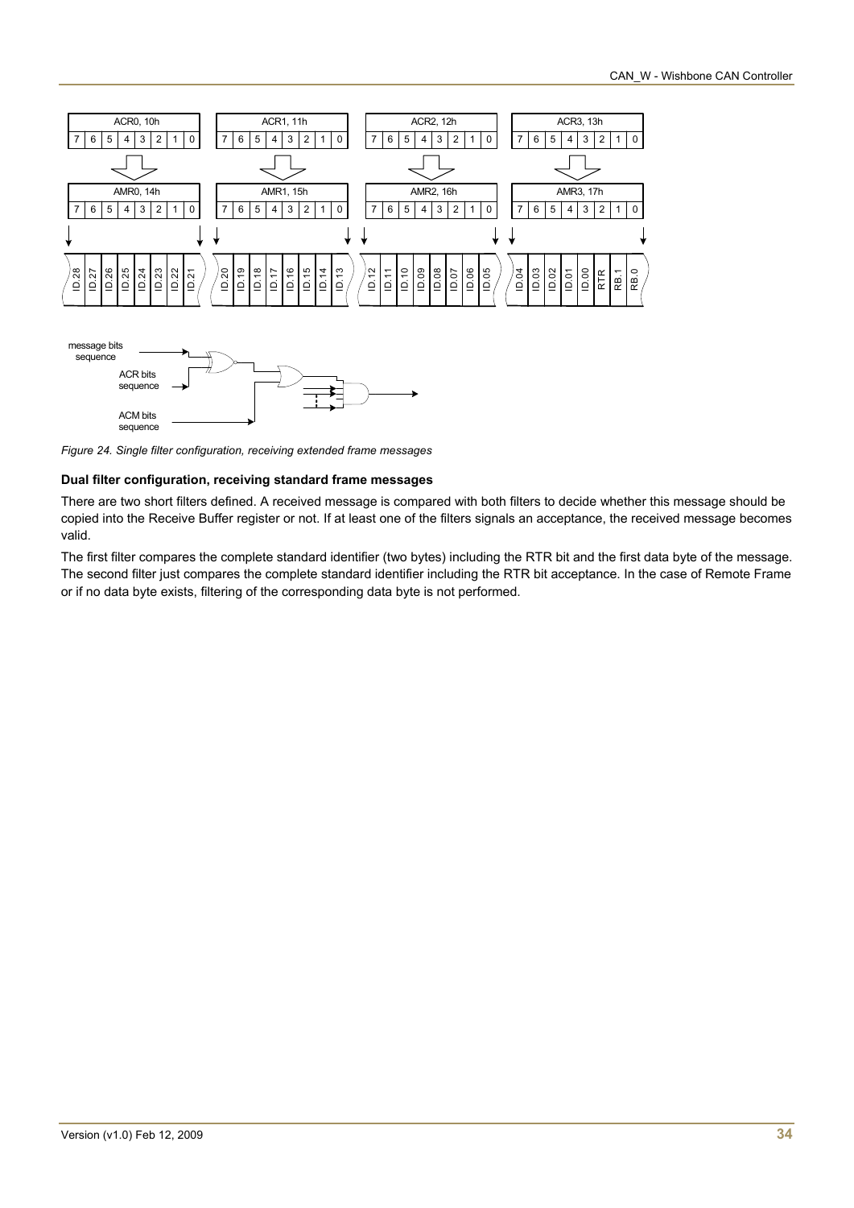ACR0, 10h
7 6 5 4 3 2 1 0

ACR1, 11h
7 6 5 4 3 2 1 0

ACR2, 12h
7 6 5 4 3 2 1 0

ACR3, 13h
7 6 5 4 3 2 1 0

AMR0, 14h
7 6 5 4 3 2 1 0

AMR1, 15h
7 6 5 4 3 2 1 0

AMR2, 16h
7 6 5 4 3 2 1 0

AMR3, 17h
7 6 5 4 3 2 1 0

ID.28 ID.27 ID.26 ID.25 ID.24 ID.23 ID.22 ID.21

ID.20 ID.19 ID.18 ID.17 ID.16 ID.15 ID.14 ID.13

ID.12 ID.11 ID.10 ID.09 ID.08 ID.07 ID.06 ID.05

ID.04 ID.03 ID.02 ID.01 ID.00 RTR RB.1 RB.0

message bits sequence

ACR bits sequence

ACM bits sequence

*Figure 24. Single filter configuration, receiving extended frame messages*

**Dual filter configuration, receiving standard frame messages**

There are two short filters defined. A received message is compared with both filters to decide whether this message should be copied into the Receive Buffer register or not. If at least one of the filters signals an acceptance, the received message becomes valid.

The first filter compares the complete standard identifier (two bytes) including the RTR bit and the first data byte of the message. The second filter just compares the complete standard identifier including the RTR bit acceptance. In the case of Remote Frame or if no data byte exists, filtering of the corresponding data byte is not performed.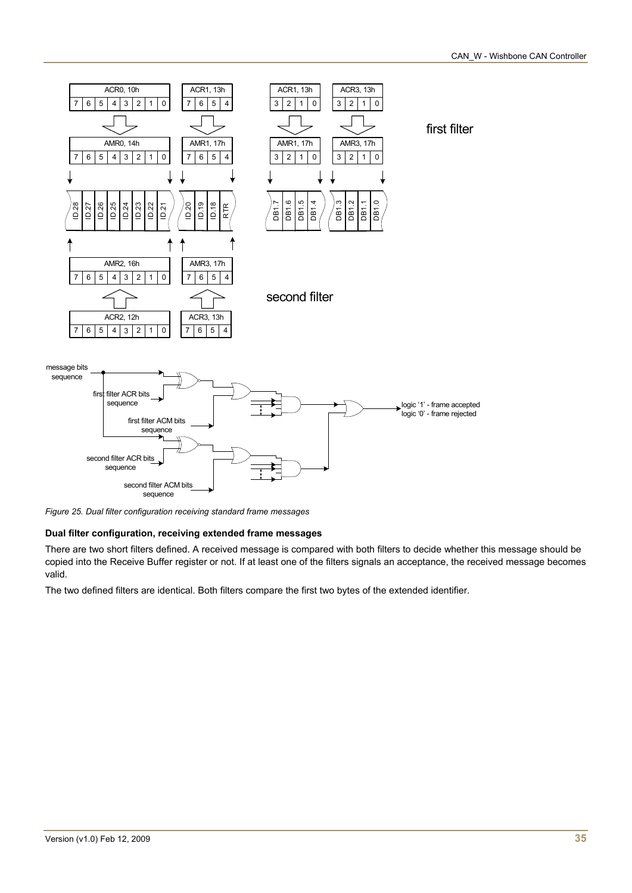ACR0, 10h
7 6 5 4 3 2 1 0

ACR1, 13h
7 6 5 4

ACR1, 13h
3 2 1 0

ACR3, 13h
3 2 1 0

first filter

AMR0, 14h
7 6 5 4 3 2 1 0

AMR1, 17h
7 6 5 4

AMR1, 17h
3 2 1 0

AMR3, 17h
3 2 1 0

ID.28 ID.27 ID.26 ID.25 ID.24 ID.23 ID.22 ID.21

ID.20 ID.19 ID.18 RTR

DB1.7 DB1.6 DB1.5 DB1.4

DB1.3 DB1.2 DB1.1 DB1.0

AMR2, 16h
7 6 5 4 3 2 1 0

AMR3, 17h
7 6 5 4

second filter

ACR2, 12h
7 6 5 4 3 2 1 0

ACR3, 13h
7 6 5 4

message bits sequence

first filter ACR bits sequence

first filter ACM bits sequence

second filter ACR bits sequence

second filter ACM bits sequence

logic '1' - frame accepted
logic '0' - frame rejected

*Figure 25. Dual filter configuration receiving standard frame messages*

**Dual filter configuration, receiving extended frame messages**

There are two short filters defined. A received message is compared with both filters to decide whether this message should be copied into the Receive Buffer register or not. If at least one of the filters signals an acceptance, the received message becomes valid.

The two defined filters are identical. Both filters compare the first two bytes of the extended identifier.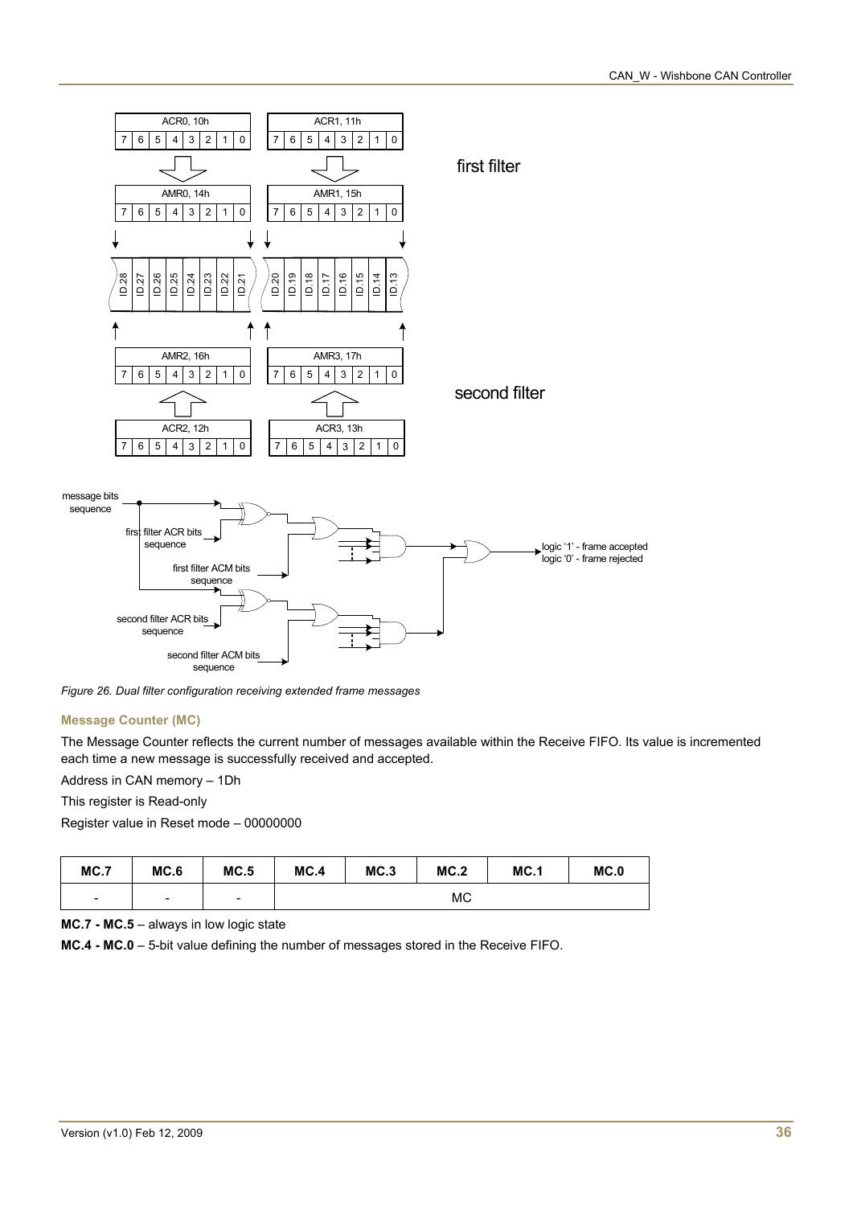ACR0, 10h

ACR1, 11h

AMR0, 14h

AMR1, 15h

first filter

ID.28 ID.27 ID.26 ID.25 ID.24 ID.23 ID.22 ID.21

ID.20 ID.19 ID.18 ID.17 ID.16 ID.15 ID.14 ID.13

AMR2, 16h

AMR3, 17h

second filter

ACR2, 12h

ACR3, 13h

message bits sequence

first filter ACR bits sequence

first filter ACM bits sequence

second filter ACR bits sequence

second filter ACM bits sequence

logic '1' - frame accepted

logic '0' - frame rejected

*Figure 26. Dual filter configuration receiving extended frame messages*

### Message Counter (MC)

The Message Counter reflects the current number of messages available within the Receive FIFO. Its value is incremented each time a new message is successfully received and accepted.

Address in CAN memory – 1Dh

This register is Read-only

Register value in Reset mode – 00000000

| MC.7 | MC.6 | MC.5 | MC.4 | MC.3 | MC.2 | MC.1 | MC.0 |
|---|---|---|---|---|---|---|---|
| - | - | - | MC | | | | |

**MC.7 - MC.5** – always in low logic state

**MC.4 - MC.0** – 5-bit value defining the number of messages stored in the Receive FIFO.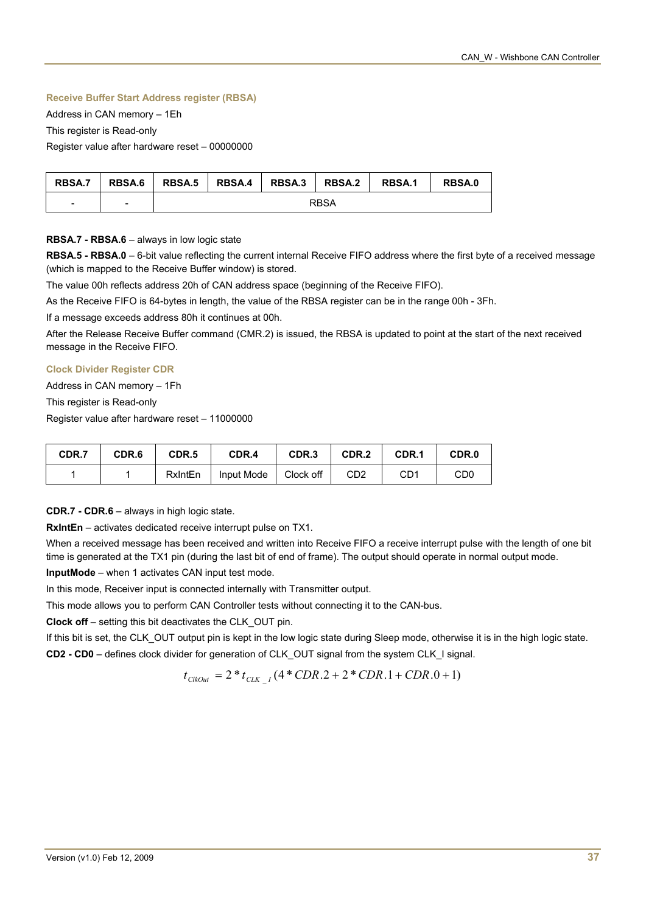### Receive Buffer Start Address register (RBSA)

Address in CAN memory – 1Eh

This register is Read-only

Register value after hardware reset – 00000000

| RBSA.7 | RBSA.6 | RBSA.5 | RBSA.4 | RBSA.3 | RBSA.2 | RBSA.1 | RBSA.0 |
|---|---|---|---|---|---|---|---|
| - | - | RBSA | | | | | |

**RBSA.7 - RBSA.6** – always in low logic state

**RBSA.5 - RBSA.0** – 6-bit value reflecting the current internal Receive FIFO address where the first byte of a received message (which is mapped to the Receive Buffer window) is stored.

The value 00h reflects address 20h of CAN address space (beginning of the Receive FIFO).

As the Receive FIFO is 64-bytes in length, the value of the RBSA register can be in the range 00h - 3Fh.

If a message exceeds address 80h it continues at 00h.

After the Release Receive Buffer command (CMR.2) is issued, the RBSA is updated to point at the start of the next received message in the Receive FIFO.

### Clock Divider Register CDR

Address in CAN memory – 1Fh

This register is Read-only

Register value after hardware reset – 11000000

| CDR.7 | CDR.6 | CDR.5 | CDR.4 | CDR.3 | CDR.2 | CDR.1 | CDR.0 |
|---|---|---|---|---|---|---|---|
| 1 | 1 | RxIntEn | Input Mode | Clock off | CD2 | CD1 | CD0 |

**CDR.7 - CDR.6** – always in high logic state.

**RxIntEn** – activates dedicated receive interrupt pulse on TX1.

When a received message has been received and written into Receive FIFO a receive interrupt pulse with the length of one bit time is generated at the TX1 pin (during the last bit of end of frame). The output should operate in normal output mode.

**InputMode** – when 1 activates CAN input test mode.

In this mode, Receiver input is connected internally with Transmitter output.

This mode allows you to perform CAN Controller tests without connecting it to the CAN-bus.

**Clock off** – setting this bit deactivates the CLK_OUT pin.

If this bit is set, the CLK_OUT output pin is kept in the low logic state during Sleep mode, otherwise it is in the high logic state.

**CD2 - CD0** – defines clock divider for generation of CLK_OUT signal from the system CLK_I signal.

$$t_{ClkOut} = 2 * t_{CLK\_I}(4 * CDR.2 + 2 * CDR.1 + CDR.0 + 1)$$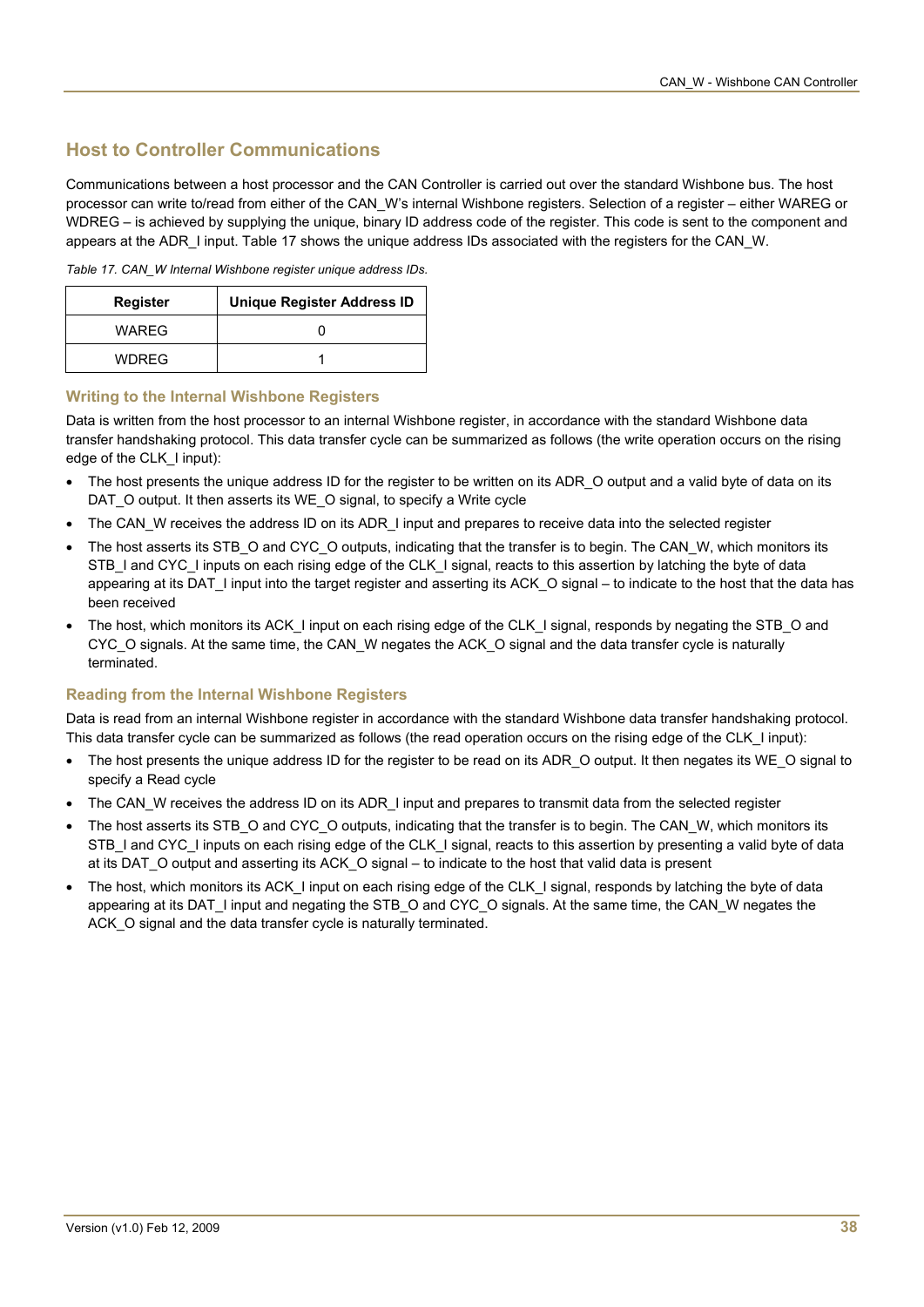## Host to Controller Communications

Communications between a host processor and the CAN Controller is carried out over the standard Wishbone bus. The host processor can write to/read from either of the CAN_W's internal Wishbone registers. Selection of a register – either WAREG or WDREG – is achieved by supplying the unique, binary ID address code of the register. This code is sent to the component and appears at the ADR_I input. Table 17 shows the unique address IDs associated with the registers for the CAN_W.

*Table 17. CAN_W Internal Wishbone register unique address IDs.*

| Register | Unique Register Address ID |
|---|---|
| WAREG | 0 |
| WDREG | 1 |

### Writing to the Internal Wishbone Registers

Data is written from the host processor to an internal Wishbone register, in accordance with the standard Wishbone data transfer handshaking protocol. This data transfer cycle can be summarized as follows (the write operation occurs on the rising edge of the CLK_I input):

- The host presents the unique address ID for the register to be written on its ADR_O output and a valid byte of data on its DAT_O output. It then asserts its WE_O signal, to specify a Write cycle
- The CAN_W receives the address ID on its ADR_I input and prepares to receive data into the selected register
- The host asserts its STB_O and CYC_O outputs, indicating that the transfer is to begin. The CAN_W, which monitors its STB_I and CYC_I inputs on each rising edge of the CLK_I signal, reacts to this assertion by latching the byte of data appearing at its DAT_I input into the target register and asserting its ACK_O signal – to indicate to the host that the data has been received
- The host, which monitors its ACK_I input on each rising edge of the CLK_I signal, responds by negating the STB_O and CYC_O signals. At the same time, the CAN_W negates the ACK_O signal and the data transfer cycle is naturally terminated.

### Reading from the Internal Wishbone Registers

Data is read from an internal Wishbone register in accordance with the standard Wishbone data transfer handshaking protocol. This data transfer cycle can be summarized as follows (the read operation occurs on the rising edge of the CLK_I input):

- The host presents the unique address ID for the register to be read on its ADR_O output. It then negates its WE_O signal to specify a Read cycle
- The CAN_W receives the address ID on its ADR_I input and prepares to transmit data from the selected register
- The host asserts its STB_O and CYC_O outputs, indicating that the transfer is to begin. The CAN_W, which monitors its STB_I and CYC_I inputs on each rising edge of the CLK_I signal, reacts to this assertion by presenting a valid byte of data at its DAT_O output and asserting its ACK_O signal – to indicate to the host that valid data is present
- The host, which monitors its ACK_I input on each rising edge of the CLK_I signal, responds by latching the byte of data appearing at its DAT_I input and negating the STB_O and CYC_O signals. At the same time, the CAN_W negates the ACK_O signal and the data transfer cycle is naturally terminated.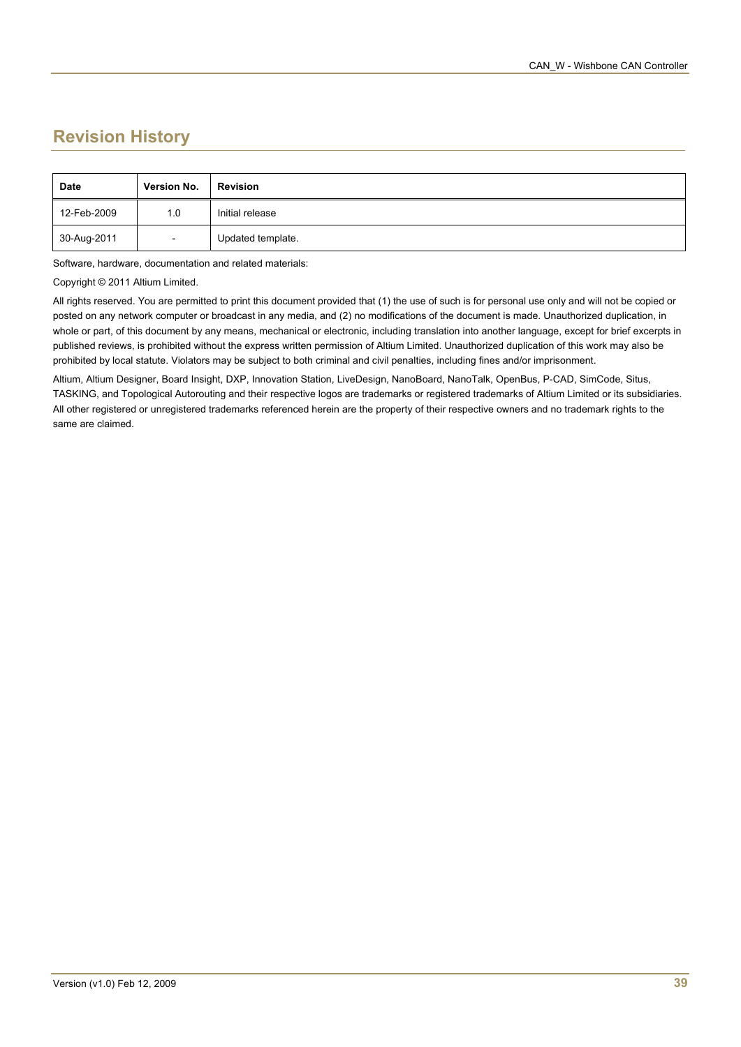# Revision History

| Date | Version No. | Revision |
|---|---|---|
| 12-Feb-2009 | 1.0 | Initial release |
| 30-Aug-2011 | - | Updated template. |

Software, hardware, documentation and related materials:

Copyright © 2011 Altium Limited.

All rights reserved. You are permitted to print this document provided that (1) the use of such is for personal use only and will not be copied or posted on any network computer or broadcast in any media, and (2) no modifications of the document is made. Unauthorized duplication, in whole or part, of this document by any means, mechanical or electronic, including translation into another language, except for brief excerpts in published reviews, is prohibited without the express written permission of Altium Limited. Unauthorized duplication of this work may also be prohibited by local statute. Violators may be subject to both criminal and civil penalties, including fines and/or imprisonment.

Altium, Altium Designer, Board Insight, DXP, Innovation Station, LiveDesign, NanoBoard, NanoTalk, OpenBus, P-CAD, SimCode, Situs, TASKING, and Topological Autorouting and their respective logos are trademarks or registered trademarks of Altium Limited or its subsidiaries. All other registered or unregistered trademarks referenced herein are the property of their respective owners and no trademark rights to the same are claimed.